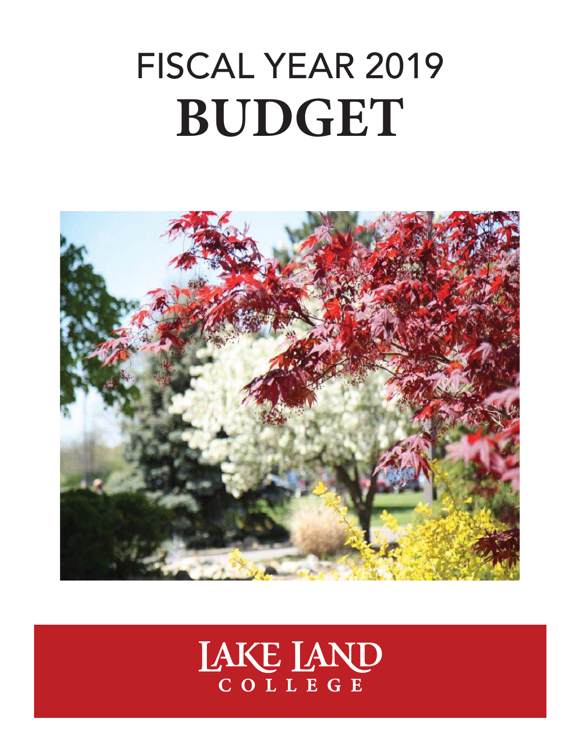# FISCAL YEAR 2019
# BUDGET

LAKE LAND COLLEGE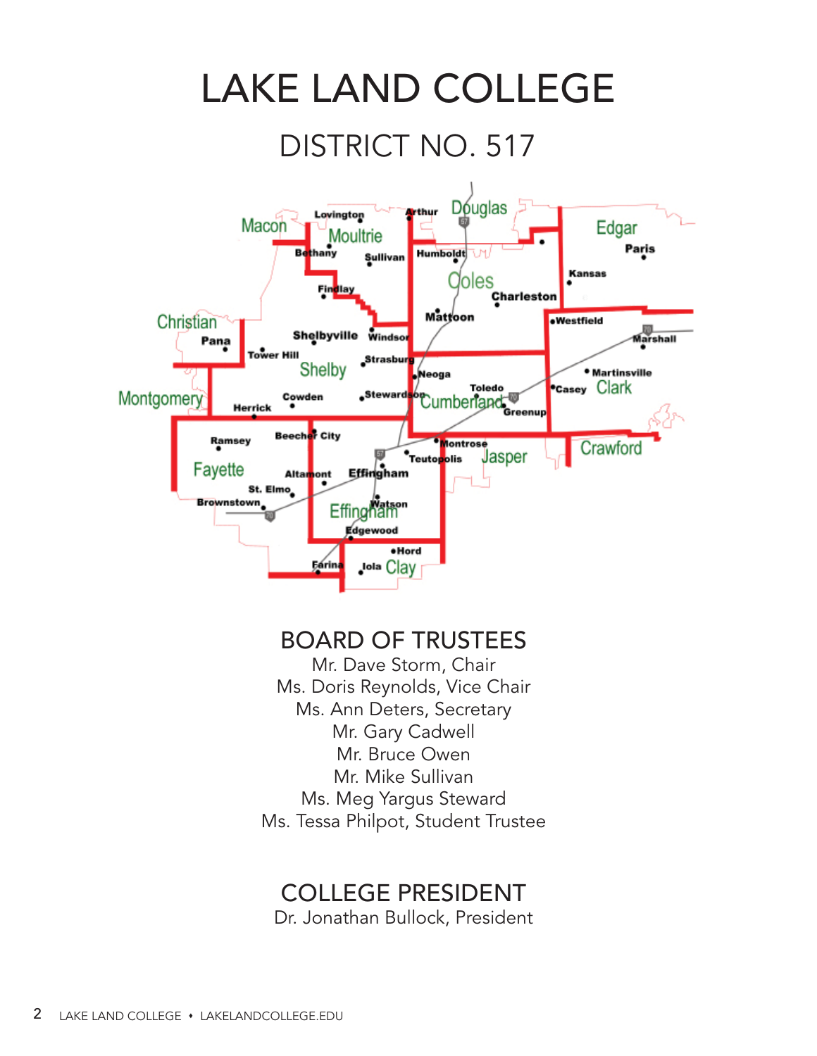# LAKE LAND COLLEGE

## DISTRICT NO. 517

## BOARD OF TRUSTEES

Mr. Dave Storm, Chair
Ms. Doris Reynolds, Vice Chair
Ms. Ann Deters, Secretary
Mr. Gary Cadwell
Mr. Bruce Owen
Mr. Mike Sullivan
Ms. Meg Yargus Steward
Ms. Tessa Philpot, Student Trustee

## COLLEGE PRESIDENT

Dr. Jonathan Bullock, President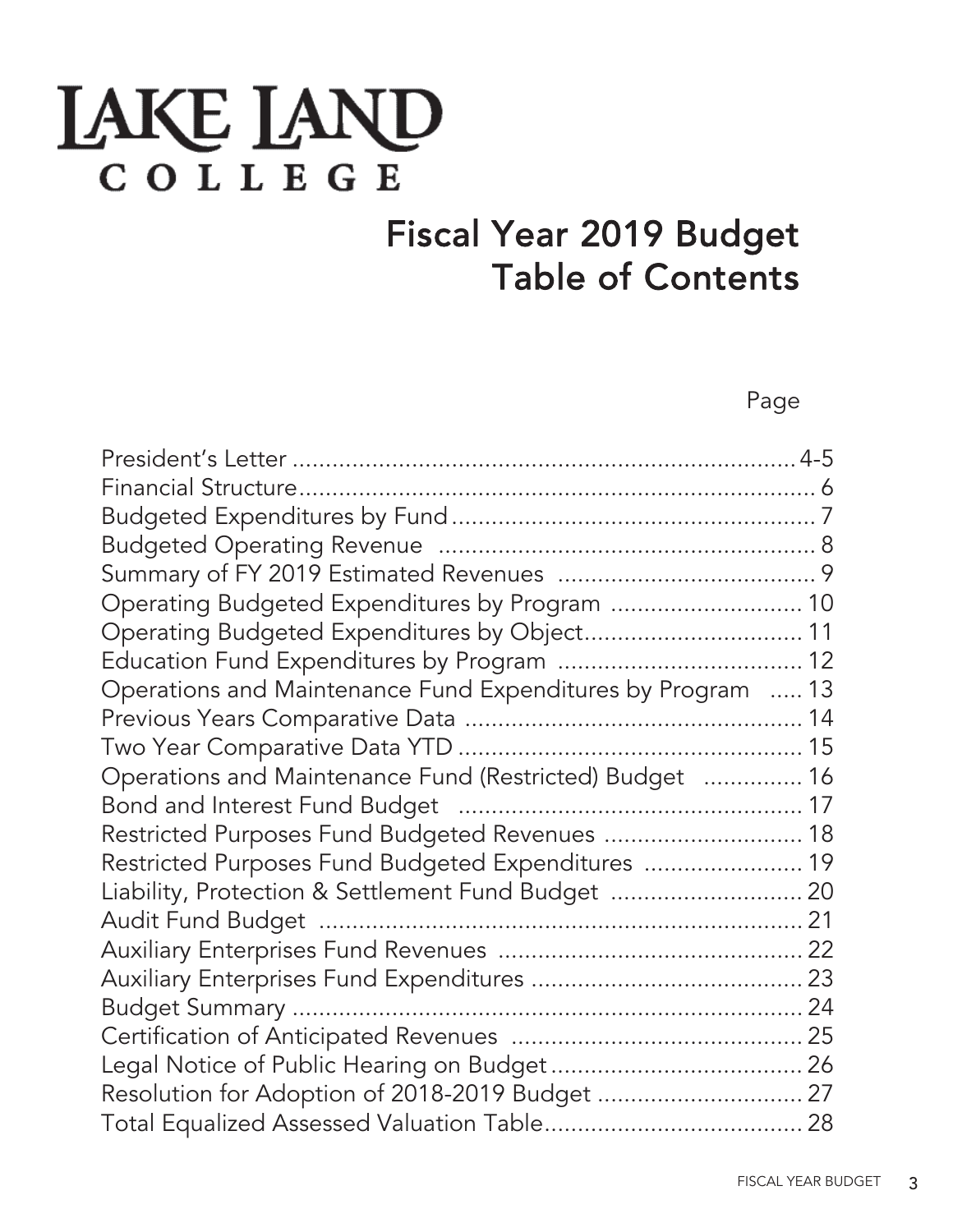# LAKE LAND COLLEGE

## Fiscal Year 2019 Budget
## Table of Contents

| | Page |
|---|---|
| President's Letter | 4-5 |
| Financial Structure | 6 |
| Budgeted Expenditures by Fund | 7 |
| Budgeted Operating Revenue | 8 |
| Summary of FY 2019 Estimated Revenues | 9 |
| Operating Budgeted Expenditures by Program | 10 |
| Operating Budgeted Expenditures by Object | 11 |
| Education Fund Expenditures by Program | 12 |
| Operations and Maintenance Fund Expenditures by Program | 13 |
| Previous Years Comparative Data | 14 |
| Two Year Comparative Data YTD | 15 |
| Operations and Maintenance Fund (Restricted) Budget | 16 |
| Bond and Interest Fund Budget | 17 |
| Restricted Purposes Fund Budgeted Revenues | 18 |
| Restricted Purposes Fund Budgeted Expenditures | 19 |
| Liability, Protection & Settlement Fund Budget | 20 |
| Audit Fund Budget | 21 |
| Auxiliary Enterprises Fund Revenues | 22 |
| Auxiliary Enterprises Fund Expenditures | 23 |
| Budget Summary | 24 |
| Certification of Anticipated Revenues | 25 |
| Legal Notice of Public Hearing on Budget | 26 |
| Resolution for Adoption of 2018-2019 Budget | 27 |
| Total Equalized Assessed Valuation Table | 28 |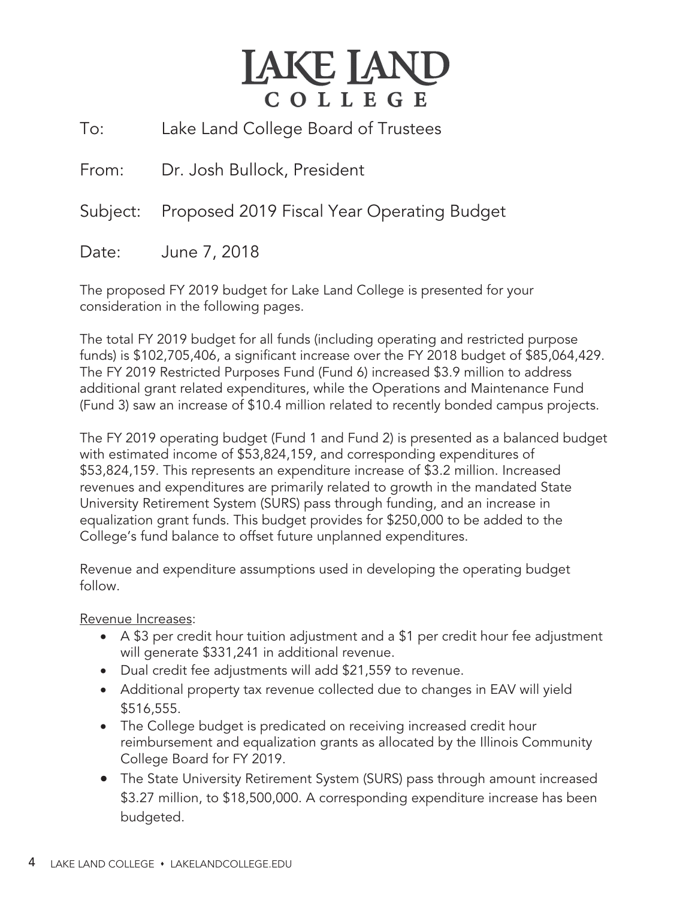# LAKE LAND COLLEGE

To: Lake Land College Board of Trustees

From: Dr. Josh Bullock, President

Subject: Proposed 2019 Fiscal Year Operating Budget

Date: June 7, 2018

The proposed FY 2019 budget for Lake Land College is presented for your consideration in the following pages.

The total FY 2019 budget for all funds (including operating and restricted purpose funds) is $102,705,406, a significant increase over the FY 2018 budget of $85,064,429. The FY 2019 Restricted Purposes Fund (Fund 6) increased $3.9 million to address additional grant related expenditures, while the Operations and Maintenance Fund (Fund 3) saw an increase of $10.4 million related to recently bonded campus projects.

The FY 2019 operating budget (Fund 1 and Fund 2) is presented as a balanced budget with estimated income of $53,824,159, and corresponding expenditures of $53,824,159. This represents an expenditure increase of $3.2 million. Increased revenues and expenditures are primarily related to growth in the mandated State University Retirement System (SURS) pass through funding, and an increase in equalization grant funds. This budget provides for $250,000 to be added to the College's fund balance to offset future unplanned expenditures.

Revenue and expenditure assumptions used in developing the operating budget follow.

<u>Revenue Increases</u>:

- A $3 per credit hour tuition adjustment and a $1 per credit hour fee adjustment will generate $331,241 in additional revenue.
- Dual credit fee adjustments will add $21,559 to revenue.
- Additional property tax revenue collected due to changes in EAV will yield $516,555.
- The College budget is predicated on receiving increased credit hour reimbursement and equalization grants as allocated by the Illinois Community College Board for FY 2019.
- The State University Retirement System (SURS) pass through amount increased $3.27 million, to $18,500,000. A corresponding expenditure increase has been budgeted.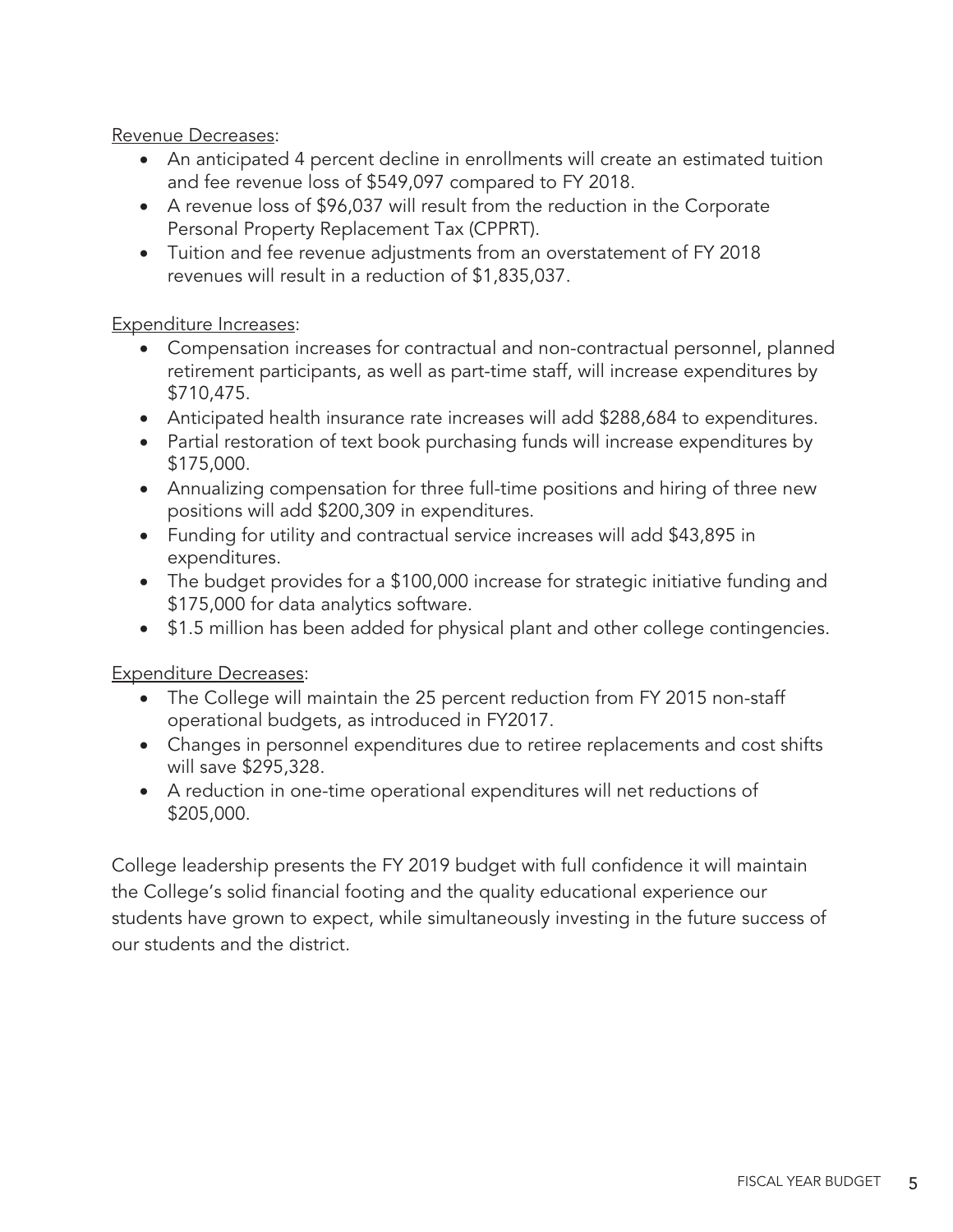Revenue Decreases:

- An anticipated 4 percent decline in enrollments will create an estimated tuition and fee revenue loss of $549,097 compared to FY 2018.
- A revenue loss of $96,037 will result from the reduction in the Corporate Personal Property Replacement Tax (CPPRT).
- Tuition and fee revenue adjustments from an overstatement of FY 2018 revenues will result in a reduction of $1,835,037.

Expenditure Increases:

- Compensation increases for contractual and non-contractual personnel, planned retirement participants, as well as part-time staff, will increase expenditures by $710,475.
- Anticipated health insurance rate increases will add $288,684 to expenditures.
- Partial restoration of text book purchasing funds will increase expenditures by $175,000.
- Annualizing compensation for three full-time positions and hiring of three new positions will add $200,309 in expenditures.
- Funding for utility and contractual service increases will add $43,895 in expenditures.
- The budget provides for a $100,000 increase for strategic initiative funding and $175,000 for data analytics software.
- $1.5 million has been added for physical plant and other college contingencies.

Expenditure Decreases:

- The College will maintain the 25 percent reduction from FY 2015 non-staff operational budgets, as introduced in FY2017.
- Changes in personnel expenditures due to retiree replacements and cost shifts will save $295,328.
- A reduction in one-time operational expenditures will net reductions of $205,000.

College leadership presents the FY 2019 budget with full confidence it will maintain the College's solid financial footing and the quality educational experience our students have grown to expect, while simultaneously investing in the future success of our students and the district.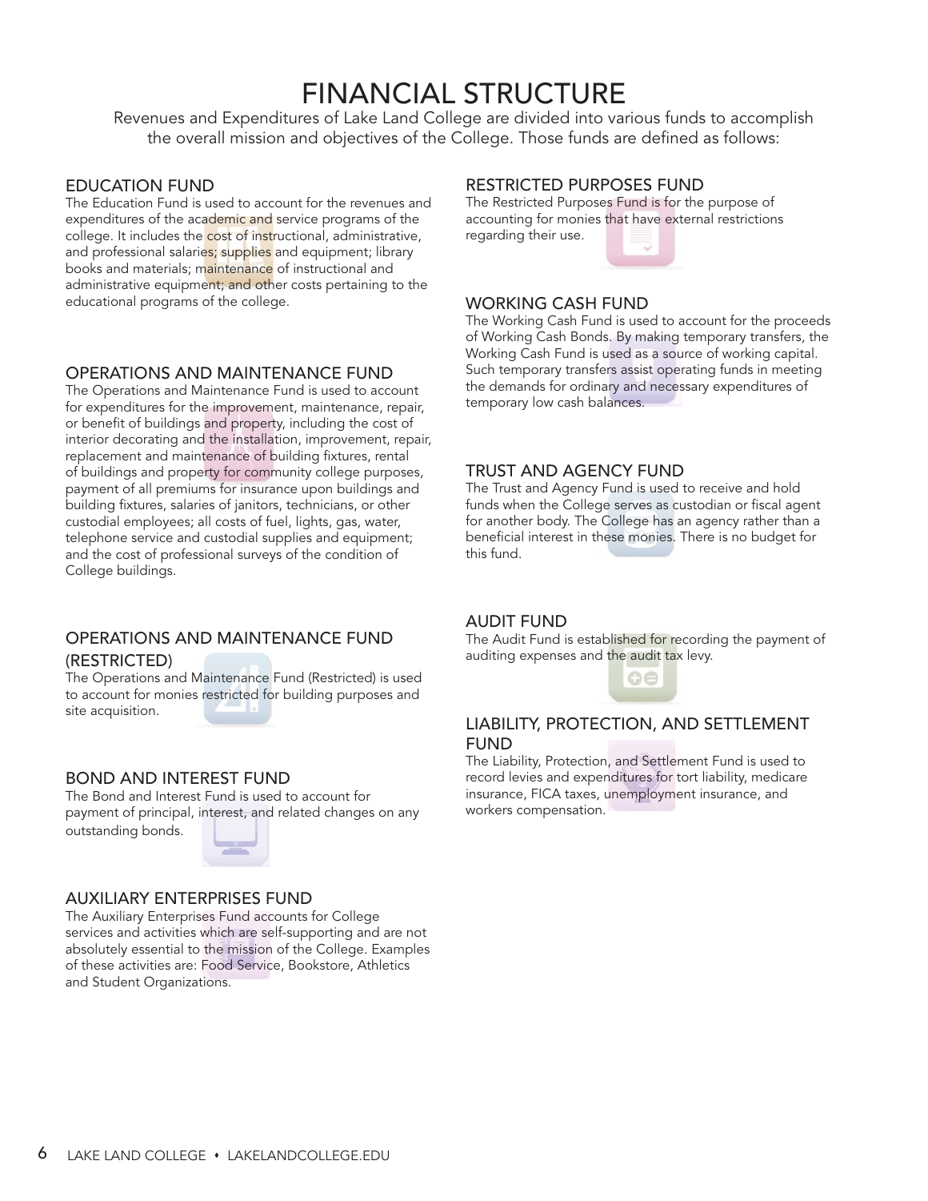# FINANCIAL STRUCTURE

Revenues and Expenditures of Lake Land College are divided into various funds to accomplish the overall mission and objectives of the College. Those funds are defined as follows:

## EDUCATION FUND

The Education Fund is used to account for the revenues and expenditures of the academic and service programs of the college. It includes the cost of instructional, administrative, and professional salaries; supplies and equipment; library books and materials; maintenance of instructional and administrative equipment; and other costs pertaining to the educational programs of the college.

## OPERATIONS AND MAINTENANCE FUND

The Operations and Maintenance Fund is used to account for expenditures for the improvement, maintenance, repair, or benefit of buildings and property, including the cost of interior decorating and the installation, improvement, repair, replacement and maintenance of building fixtures, rental of buildings and property for community college purposes, payment of all premiums for insurance upon buildings and building fixtures, salaries of janitors, technicians, or other custodial employees; all costs of fuel, lights, gas, water, telephone service and custodial supplies and equipment; and the cost of professional surveys of the condition of College buildings.

## OPERATIONS AND MAINTENANCE FUND (RESTRICTED)

The Operations and Maintenance Fund (Restricted) is used to account for monies restricted for building purposes and site acquisition.

## BOND AND INTEREST FUND

The Bond and Interest Fund is used to account for payment of principal, interest, and related changes on any outstanding bonds.

## AUXILIARY ENTERPRISES FUND

The Auxiliary Enterprises Fund accounts for College services and activities which are self-supporting and are not absolutely essential to the mission of the College. Examples of these activities are: Food Service, Bookstore, Athletics and Student Organizations.

## RESTRICTED PURPOSES FUND

The Restricted Purposes Fund is for the purpose of accounting for monies that have external restrictions regarding their use.

## WORKING CASH FUND

The Working Cash Fund is used to account for the proceeds of Working Cash Bonds. By making temporary transfers, the Working Cash Fund is used as a source of working capital. Such temporary transfers assist operating funds in meeting the demands for ordinary and necessary expenditures of temporary low cash balances.

## TRUST AND AGENCY FUND

The Trust and Agency Fund is used to receive and hold funds when the College serves as custodian or fiscal agent for another body. The College has an agency rather than a beneficial interest in these monies. There is no budget for this fund.

## AUDIT FUND

The Audit Fund is established for recording the payment of auditing expenses and the audit tax levy.

## LIABILITY, PROTECTION, AND SETTLEMENT FUND

The Liability, Protection, and Settlement Fund is used to record levies and expenditures for tort liability, medicare insurance, FICA taxes, unemployment insurance, and workers compensation.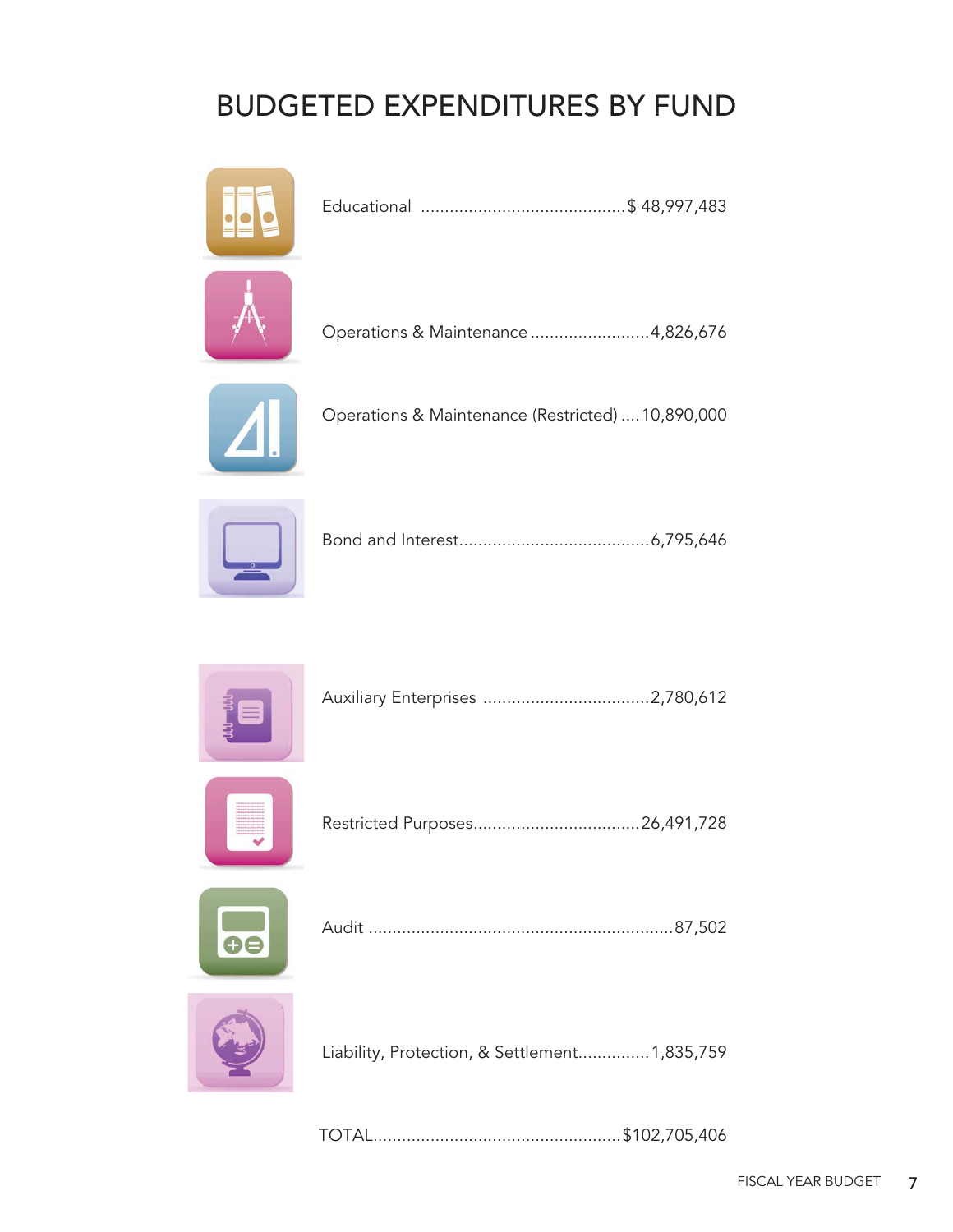# BUDGETED EXPENDITURES BY FUND

| Fund | Amount |
|---|---|
| Educational | $ 48,997,483 |
| Operations & Maintenance | 4,826,676 |
| Operations & Maintenance (Restricted) | 10,890,000 |
| Bond and Interest | 6,795,646 |
| Auxiliary Enterprises | 2,780,612 |
| Restricted Purposes | 26,491,728 |
| Audit | 87,502 |
| Liability, Protection, & Settlement | 1,835,759 |
| TOTAL | $102,705,406 |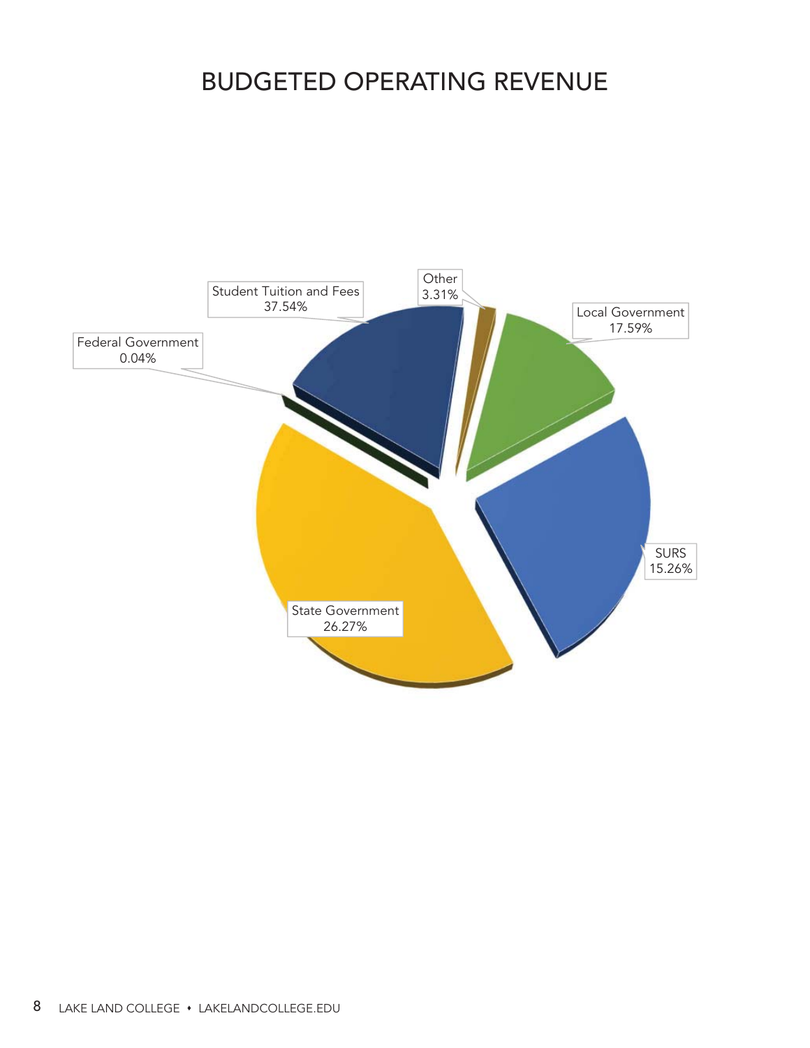# BUDGETED OPERATING REVENUE

Student Tuition and Fees 37.54%

Other 3.31%

Local Government 17.59%

Federal Government 0.04%

SURS 15.26%

State Government 26.27%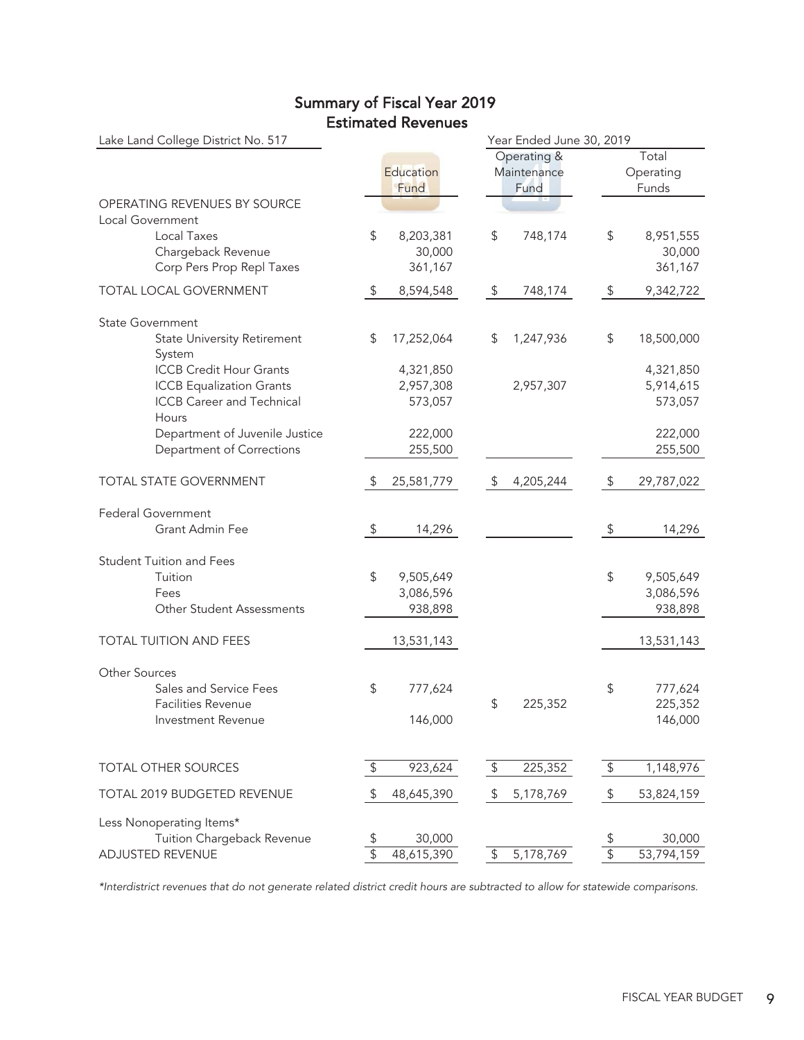## Summary of Fiscal Year 2019
## Estimated Revenues

| Lake Land College District No. 517 | Year Ended June 30, 2019 | | |
|---|---|---|---|
| | Education Fund | Operating & Maintenance Fund | Total Operating Funds |
| OPERATING REVENUES BY SOURCE | | | |
| Local Government | | | |
| Local Taxes | $ 8,203,381 | $ 748,174 | $ 8,951,555 |
| Chargeback Revenue | 30,000 | | 30,000 |
| Corp Pers Prop Repl Taxes | 361,167 | | 361,167 |
| TOTAL LOCAL GOVERNMENT | $ 8,594,548 | $ 748,174 | $ 9,342,722 |
| State Government | | | |
| State University Retirement System | $ 17,252,064 | $ 1,247,936 | $ 18,500,000 |
| ICCB Credit Hour Grants | 4,321,850 | | 4,321,850 |
| ICCB Equalization Grants | 2,957,308 | 2,957,307 | 5,914,615 |
| ICCB Career and Technical Hours | 573,057 | | 573,057 |
| Department of Juvenile Justice | 222,000 | | 222,000 |
| Department of Corrections | 255,500 | | 255,500 |
| TOTAL STATE GOVERNMENT | $ 25,581,779 | $ 4,205,244 | $ 29,787,022 |
| Federal Government | | | |
| Grant Admin Fee | $ 14,296 | | $ 14,296 |
| Student Tuition and Fees | | | |
| Tuition | $ 9,505,649 | | $ 9,505,649 |
| Fees | 3,086,596 | | 3,086,596 |
| Other Student Assessments | 938,898 | | 938,898 |
| TOTAL TUITION AND FEES | 13,531,143 | | 13,531,143 |
| Other Sources | | | |
| Sales and Service Fees | $ 777,624 | | $ 777,624 |
| Facilities Revenue | | $ 225,352 | 225,352 |
| Investment Revenue | 146,000 | | 146,000 |
| TOTAL OTHER SOURCES | $ 923,624 | $ 225,352 | $ 1,148,976 |
| TOTAL 2019 BUDGETED REVENUE | $ 48,645,390 | $ 5,178,769 | $ 53,824,159 |
| Less Nonoperating Items* | | | |
| Tuition Chargeback Revenue | $ 30,000 | | $ 30,000 |
| ADJUSTED REVENUE | $ 48,615,390 | $ 5,178,769 | $ 53,794,159 |

*Interdistrict revenues that do not generate related district credit hours are subtracted to allow for statewide comparisons.*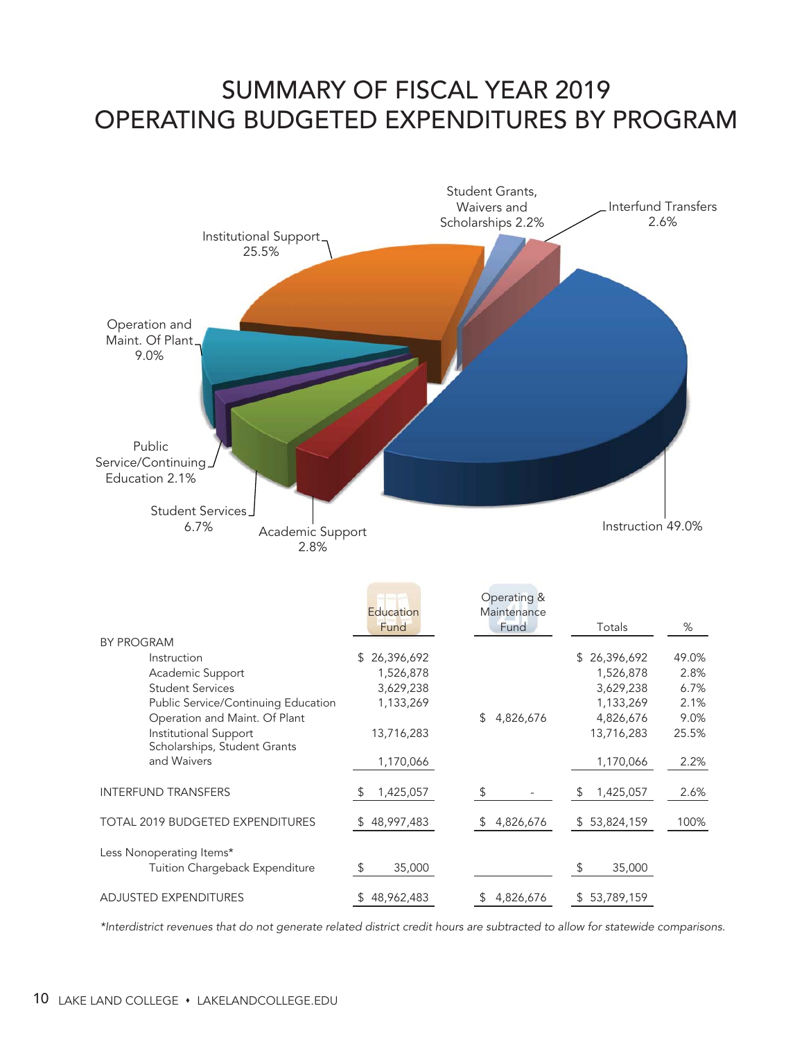# SUMMARY OF FISCAL YEAR 2019 OPERATING BUDGETED EXPENDITURES BY PROGRAM

Institutional Support 25.5%

Student Grants, Waivers and Scholarships 2.2%

Interfund Transfers 2.6%

Operation and Maint. Of Plant 9.0%

Public Service/Continuing Education 2.1%

Student Services 6.7%

Academic Support 2.8%

Instruction 49.0%

| | Education Fund | Operating & Maintenance Fund | Totals | % |
|---|---|---|---|---|
| BY PROGRAM | | | | |
| Instruction | $ 26,396,692 | | $ 26,396,692 | 49.0% |
| Academic Support | 1,526,878 | | 1,526,878 | 2.8% |
| Student Services | 3,629,238 | | 3,629,238 | 6.7% |
| Public Service/Continuing Education | 1,133,269 | | 1,133,269 | 2.1% |
| Operation and Maint. Of Plant | | $ 4,826,676 | 4,826,676 | 9.0% |
| Institutional Support | 13,716,283 | | 13,716,283 | 25.5% |
| Scholarships, Student Grants and Waivers | 1,170,066 | | 1,170,066 | 2.2% |
| INTERFUND TRANSFERS | $ 1,425,057 | $ - | $ 1,425,057 | 2.6% |
| TOTAL 2019 BUDGETED EXPENDITURES | $ 48,997,483 | $ 4,826,676 | $ 53,824,159 | 100% |
| Less Nonoperating Items* | | | | |
| Tuition Chargeback Expenditure | $ 35,000 | | $ 35,000 | |
| ADJUSTED EXPENDITURES | $ 48,962,483 | $ 4,826,676 | $ 53,789,159 | |

*\*Interdistrict revenues that do not generate related district credit hours are subtracted to allow for statewide comparisons.*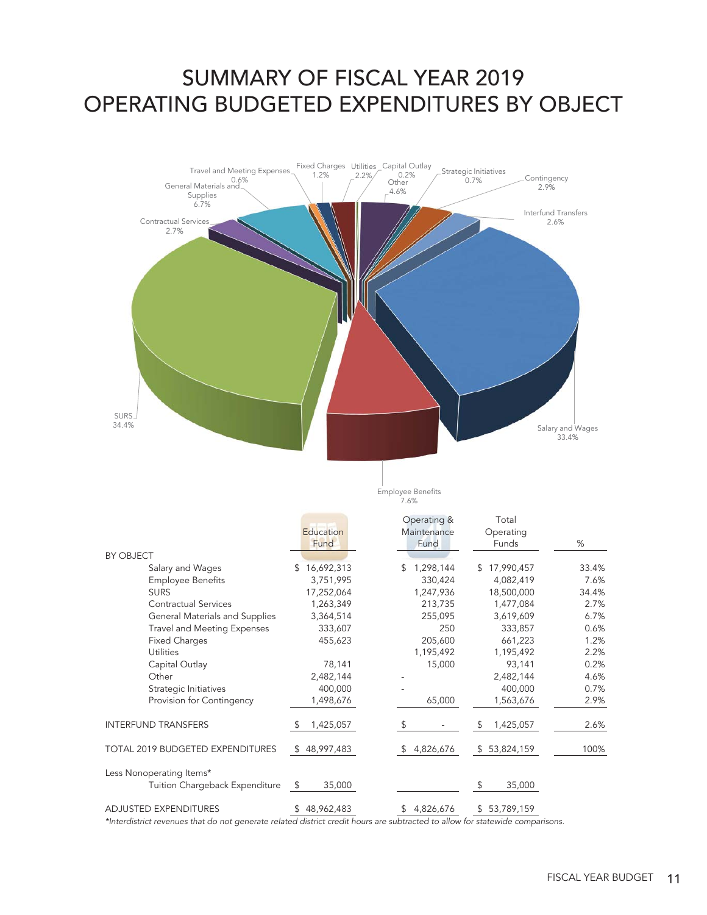# SUMMARY OF FISCAL YEAR 2019 OPERATING BUDGETED EXPENDITURES BY OBJECT

| | Education Fund | Operating & Maintenance Fund | Total Operating Funds | % |
|---|---|---|---|---|
| BY OBJECT | | | | |
| Salary and Wages | $ 16,692,313 | $ 1,298,144 | $ 17,990,457 | 33.4% |
| Employee Benefits | 3,751,995 | 330,424 | 4,082,419 | 7.6% |
| SURS | 17,252,064 | 1,247,936 | 18,500,000 | 34.4% |
| Contractual Services | 1,263,349 | 213,735 | 1,477,084 | 2.7% |
| General Materials and Supplies | 3,364,514 | 255,095 | 3,619,609 | 6.7% |
| Travel and Meeting Expenses | 333,607 | 250 | 333,857 | 0.6% |
| Fixed Charges | 455,623 | 205,600 | 661,223 | 1.2% |
| Utilities | | 1,195,492 | 1,195,492 | 2.2% |
| Capital Outlay | 78,141 | 15,000 | 93,141 | 0.2% |
| Other | 2,482,144 | - | 2,482,144 | 4.6% |
| Strategic Initiatives | 400,000 | - | 400,000 | 0.7% |
| Provision for Contingency | 1,498,676 | 65,000 | 1,563,676 | 2.9% |
| INTERFUND TRANSFERS | $ 1,425,057 | $ - | $ 1,425,057 | 2.6% |
| TOTAL 2019 BUDGETED EXPENDITURES | $ 48,997,483 | $ 4,826,676 | $ 53,824,159 | 100% |
| Less Nonoperating Items* | | | | |
| Tuition Chargeback Expenditure | $ 35,000 | | $ 35,000 | |
| ADJUSTED EXPENDITURES | $ 48,962,483 | $ 4,826,676 | $ 53,789,159 | |

*Interdistrict revenues that do not generate related district credit hours are subtracted to allow for statewide comparisons.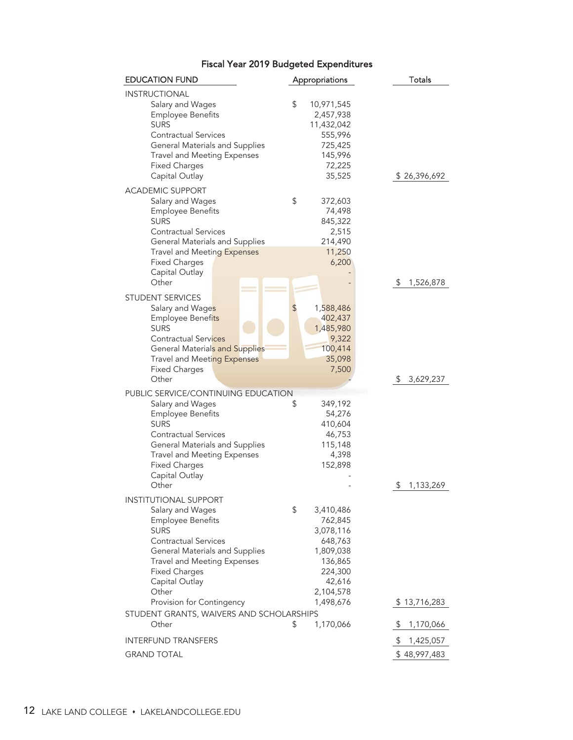## Fiscal Year 2019 Budgeted Expenditures

| EDUCATION FUND | Appropriations | Totals |
|---|---|---|
| **INSTRUCTIONAL** | | |
| Salary and Wages | $ 10,971,545 | |
| Employee Benefits | 2,457,938 | |
| SURS | 11,432,042 | |
| Contractual Services | 555,996 | |
| General Materials and Supplies | 725,425 | |
| Travel and Meeting Expenses | 145,996 | |
| Fixed Charges | 72,225 | |
| Capital Outlay | 35,525 | $ 26,396,692 |
| **ACADEMIC SUPPORT** | | |
| Salary and Wages | $ 372,603 | |
| Employee Benefits | 74,498 | |
| SURS | 845,322 | |
| Contractual Services | 2,515 | |
| General Materials and Supplies | 214,490 | |
| Travel and Meeting Expenses | 11,250 | |
| Fixed Charges | 6,200 | |
| Capital Outlay | - | |
| Other | - | $ 1,526,878 |
| **STUDENT SERVICES** | | |
| Salary and Wages | $ 1,588,486 | |
| Employee Benefits | 402,437 | |
| SURS | 1,485,980 | |
| Contractual Services | 9,322 | |
| General Materials and Supplies | 100,414 | |
| Travel and Meeting Expenses | 35,098 | |
| Fixed Charges | 7,500 | |
| Other | - | $ 3,629,237 |
| **PUBLIC SERVICE/CONTINUING EDUCATION** | | |
| Salary and Wages | $ 349,192 | |
| Employee Benefits | 54,276 | |
| SURS | 410,604 | |
| Contractual Services | 46,753 | |
| General Materials and Supplies | 115,148 | |
| Travel and Meeting Expenses | 4,398 | |
| Fixed Charges | 152,898 | |
| Capital Outlay | - | |
| Other | - | $ 1,133,269 |
| **INSTITUTIONAL SUPPORT** | | |
| Salary and Wages | $ 3,410,486 | |
| Employee Benefits | 762,845 | |
| SURS | 3,078,116 | |
| Contractual Services | 648,763 | |
| General Materials and Supplies | 1,809,038 | |
| Travel and Meeting Expenses | 136,865 | |
| Fixed Charges | 224,300 | |
| Capital Outlay | 42,616 | |
| Other | 2,104,578 | |
| Provision for Contingency | 1,498,676 | $ 13,716,283 |
| **STUDENT GRANTS, WAIVERS AND SCHOLARSHIPS** | | |
| Other | $ 1,170,066 | $ 1,170,066 |
| **INTERFUND TRANSFERS** | | $ 1,425,057 |
| **GRAND TOTAL** | | $ 48,997,483 |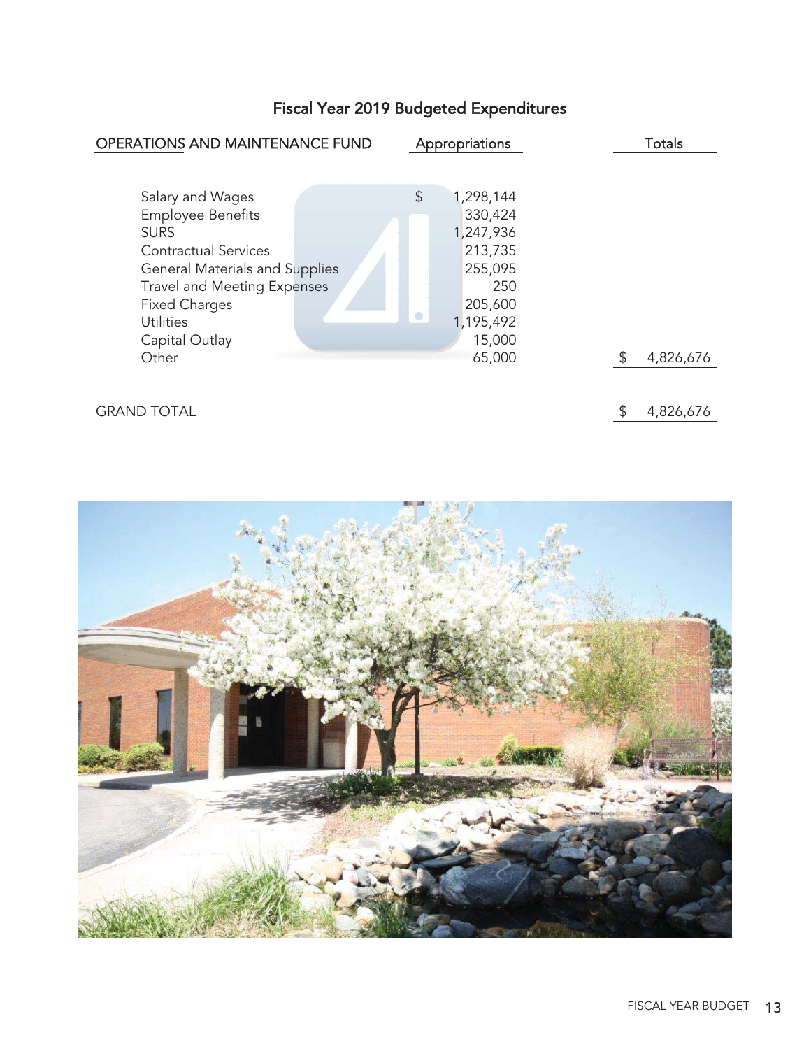## Fiscal Year 2019 Budgeted Expenditures

| OPERATIONS AND MAINTENANCE FUND | Appropriations | Totals |
|---|---|---|
| Salary and Wages | $ 1,298,144 | |
| Employee Benefits | 330,424 | |
| SURS | 1,247,936 | |
| Contractual Services | 213,735 | |
| General Materials and Supplies | 255,095 | |
| Travel and Meeting Expenses | 250 | |
| Fixed Charges | 205,600 | |
| Utilities | 1,195,492 | |
| Capital Outlay | 15,000 | |
| Other | 65,000 | $ 4,826,676 |
| | | |
| GRAND TOTAL | | $ 4,826,676 |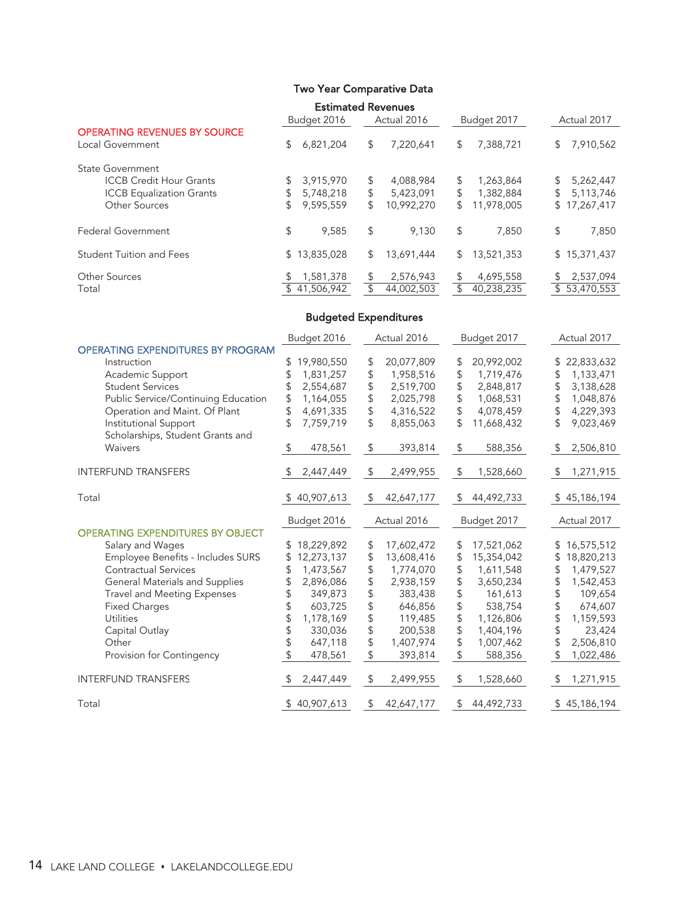## Two Year Comparative Data

### Estimated Revenues

| OPERATING REVENUES BY SOURCE | Budget 2016 | Actual 2016 | Budget 2017 | Actual 2017 |
|---|---|---|---|---|
| Local Government | $ 6,821,204 | $ 7,220,641 | $ 7,388,721 | $ 7,910,562 |
| State Government | | | | |
| ICCB Credit Hour Grants | $ 3,915,970 | $ 4,088,984 | $ 1,263,864 | $ 5,262,447 |
| ICCB Equalization Grants | $ 5,748,218 | $ 5,423,091 | $ 1,382,884 | $ 5,113,746 |
| Other Sources | $ 9,595,559 | $ 10,992,270 | $ 11,978,005 | $ 17,267,417 |
| Federal Government | $ 9,585 | $ 9,130 | $ 7,850 | $ 7,850 |
| Student Tuition and Fees | $ 13,835,028 | $ 13,691,444 | $ 13,521,353 | $ 15,371,437 |
| Other Sources | $ 1,581,378 | $ 2,576,943 | $ 4,695,558 | $ 2,537,094 |
| Total | $ 41,506,942 | $ 44,002,503 | $ 40,238,235 | $ 53,470,553 |

### Budgeted Expenditures

| OPERATING EXPENDITURES BY PROGRAM | Budget 2016 | Actual 2016 | Budget 2017 | Actual 2017 |
|---|---|---|---|---|
| Instruction | $ 19,980,550 | $ 20,077,809 | $ 20,992,002 | $ 22,833,632 |
| Academic Support | $ 1,831,257 | $ 1,958,516 | $ 1,719,476 | $ 1,133,471 |
| Student Services | $ 2,554,687 | $ 2,519,700 | $ 2,848,817 | $ 3,138,628 |
| Public Service/Continuing Education | $ 1,164,055 | $ 2,025,798 | $ 1,068,531 | $ 1,048,876 |
| Operation and Maint. Of Plant | $ 4,691,335 | $ 4,316,522 | $ 4,078,459 | $ 4,229,393 |
| Institutional Support | $ 7,759,719 | $ 8,855,063 | $ 11,668,432 | $ 9,023,469 |
| Scholarships, Student Grants and Waivers | $ 478,561 | $ 393,814 | $ 588,356 | $ 2,506,810 |
| INTERFUND TRANSFERS | $ 2,447,449 | $ 2,499,955 | $ 1,528,660 | $ 1,271,915 |
| Total | $ 40,907,613 | $ 42,647,177 | $ 44,492,733 | $ 45,186,194 |

| OPERATING EXPENDITURES BY OBJECT | Budget 2016 | Actual 2016 | Budget 2017 | Actual 2017 |
|---|---|---|---|---|
| Salary and Wages | $ 18,229,892 | $ 17,602,472 | $ 17,521,062 | $ 16,575,512 |
| Employee Benefits - Includes SURS | $ 12,273,137 | $ 13,608,416 | $ 15,354,042 | $ 18,820,213 |
| Contractual Services | $ 1,473,567 | $ 1,774,070 | $ 1,611,548 | $ 1,479,527 |
| General Materials and Supplies | $ 2,896,086 | $ 2,938,159 | $ 3,650,234 | $ 1,542,453 |
| Travel and Meeting Expenses | $ 349,873 | $ 383,438 | $ 161,613 | $ 109,654 |
| Fixed Charges | $ 603,725 | $ 646,856 | $ 538,754 | $ 674,607 |
| Utilities | $ 1,178,169 | $ 119,485 | $ 1,126,806 | $ 1,159,593 |
| Capital Outlay | $ 330,036 | $ 200,538 | $ 1,404,196 | $ 23,424 |
| Other | $ 647,118 | $ 1,407,974 | $ 1,007,462 | $ 2,506,810 |
| Provision for Contingency | $ 478,561 | $ 393,814 | $ 588,356 | $ 1,022,486 |
| INTERFUND TRANSFERS | $ 2,447,449 | $ 2,499,955 | $ 1,528,660 | $ 1,271,915 |
| Total | $ 40,907,613 | $ 42,647,177 | $ 44,492,733 | $ 45,186,194 |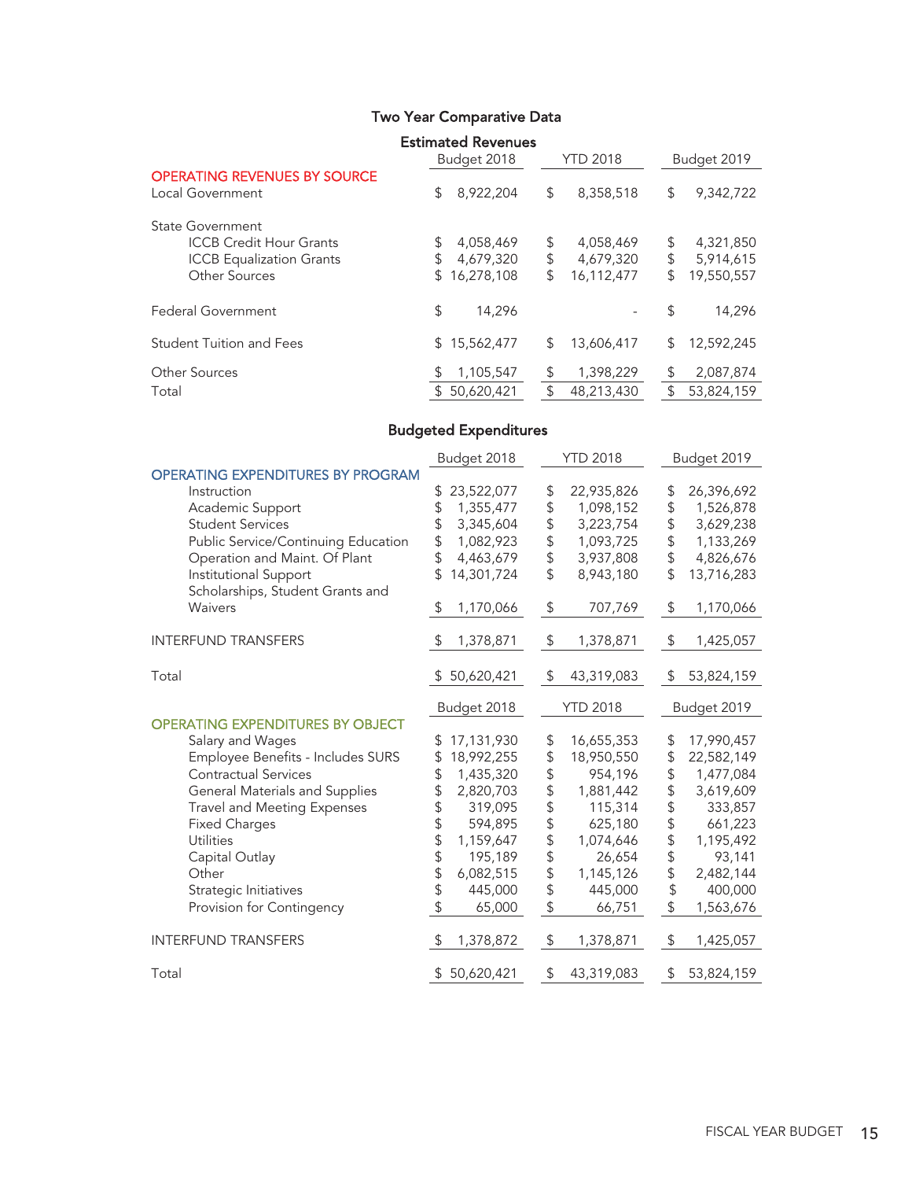## Two Year Comparative Data

### Estimated Revenues

| | Budget 2018 | YTD 2018 | Budget 2019 |
|---|---|---|---|
| **OPERATING REVENUES BY SOURCE** | | | |
| Local Government | $ 8,922,204 | $ 8,358,518 | $ 9,342,722 |
| State Government | | | |
| ICCB Credit Hour Grants | $ 4,058,469 | $ 4,058,469 | $ 4,321,850 |
| ICCB Equalization Grants | $ 4,679,320 | $ 4,679,320 | $ 5,914,615 |
| Other Sources | $ 16,278,108 | $ 16,112,477 | $ 19,550,557 |
| Federal Government | $ 14,296 | - | $ 14,296 |
| Student Tuition and Fees | $ 15,562,477 | $ 13,606,417 | $ 12,592,245 |
| Other Sources | $ 1,105,547 | $ 1,398,229 | $ 2,087,874 |
| Total | $ 50,620,421 | $ 48,213,430 | $ 53,824,159 |

### Budgeted Expenditures

| | Budget 2018 | YTD 2018 | Budget 2019 |
|---|---|---|---|
| **OPERATING EXPENDITURES BY PROGRAM** | | | |
| Instruction | $ 23,522,077 | $ 22,935,826 | $ 26,396,692 |
| Academic Support | $ 1,355,477 | $ 1,098,152 | $ 1,526,878 |
| Student Services | $ 3,345,604 | $ 3,223,754 | $ 3,629,238 |
| Public Service/Continuing Education | $ 1,082,923 | $ 1,093,725 | $ 1,133,269 |
| Operation and Maint. Of Plant | $ 4,463,679 | $ 3,937,808 | $ 4,826,676 |
| Institutional Support | $ 14,301,724 | $ 8,943,180 | $ 13,716,283 |
| Scholarships, Student Grants and Waivers | $ 1,170,066 | $ 707,769 | $ 1,170,066 |
| INTERFUND TRANSFERS | $ 1,378,871 | $ 1,378,871 | $ 1,425,057 |
| Total | $ 50,620,421 | $ 43,319,083 | $ 53,824,159 |

| | Budget 2018 | YTD 2018 | Budget 2019 |
|---|---|---|---|
| **OPERATING EXPENDITURES BY OBJECT** | | | |
| Salary and Wages | $ 17,131,930 | $ 16,655,353 | $ 17,990,457 |
| Employee Benefits - Includes SURS | $ 18,992,255 | $ 18,950,550 | $ 22,582,149 |
| Contractual Services | $ 1,435,320 | $ 954,196 | $ 1,477,084 |
| General Materials and Supplies | $ 2,820,703 | $ 1,881,442 | $ 3,619,609 |
| Travel and Meeting Expenses | $ 319,095 | $ 115,314 | $ 333,857 |
| Fixed Charges | $ 594,895 | $ 625,180 | $ 661,223 |
| Utilities | $ 1,159,647 | $ 1,074,646 | $ 1,195,492 |
| Capital Outlay | $ 195,189 | $ 26,654 | $ 93,141 |
| Other | $ 6,082,515 | $ 1,145,126 | $ 2,482,144 |
| Strategic Initiatives | $ 445,000 | $ 445,000 | $ 400,000 |
| Provision for Contingency | $ 65,000 | $ 66,751 | $ 1,563,676 |
| INTERFUND TRANSFERS | $ 1,378,872 | $ 1,378,871 | $ 1,425,057 |
| Total | $ 50,620,421 | $ 43,319,083 | $ 53,824,159 |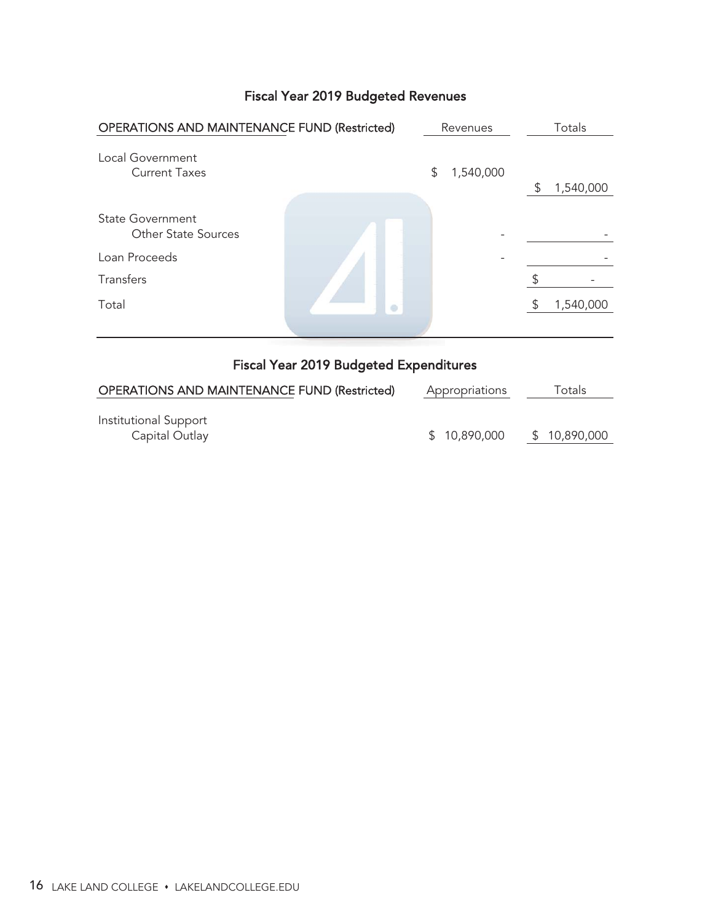## Fiscal Year 2019 Budgeted Revenues

| OPERATIONS AND MAINTENANCE FUND (Restricted) | Revenues | Totals |
|---|---|---|
| Local Government | | |
| Current Taxes | $ 1,540,000 | $ 1,540,000 |
| State Government | | |
| Other State Sources | - | - |
| Loan Proceeds | - | - |
| Transfers | | $ - |
| Total | | $ 1,540,000 |

## Fiscal Year 2019 Budgeted Expenditures

| OPERATIONS AND MAINTENANCE FUND (Restricted) | Appropriations | Totals |
|---|---|---|
| Institutional Support | | |
| Capital Outlay | $ 10,890,000 | $ 10,890,000 |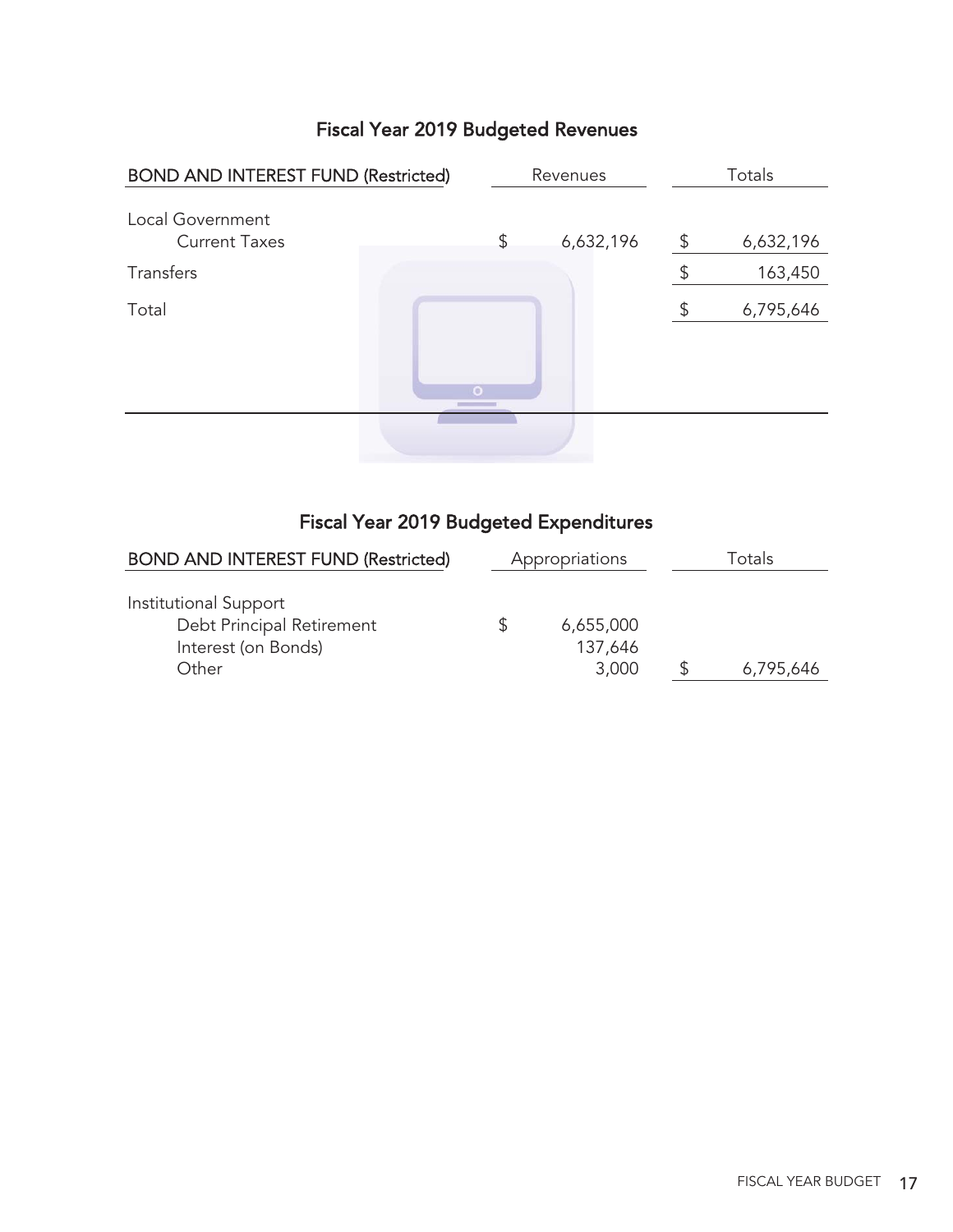## Fiscal Year 2019 Budgeted Revenues

| BOND AND INTEREST FUND (Restricted) | Revenues | Totals |
|---|---|---|
| Local Government | | |
| Current Taxes | $ 6,632,196 | $ 6,632,196 |
| Transfers | | $ 163,450 |
| Total | | $ 6,795,646 |

## Fiscal Year 2019 Budgeted Expenditures

| BOND AND INTEREST FUND (Restricted) | Appropriations | Totals |
|---|---|---|
| Institutional Support | | |
| Debt Principal Retirement | $ 6,655,000 | |
| Interest (on Bonds) | 137,646 | |
| Other | 3,000 | $ 6,795,646 |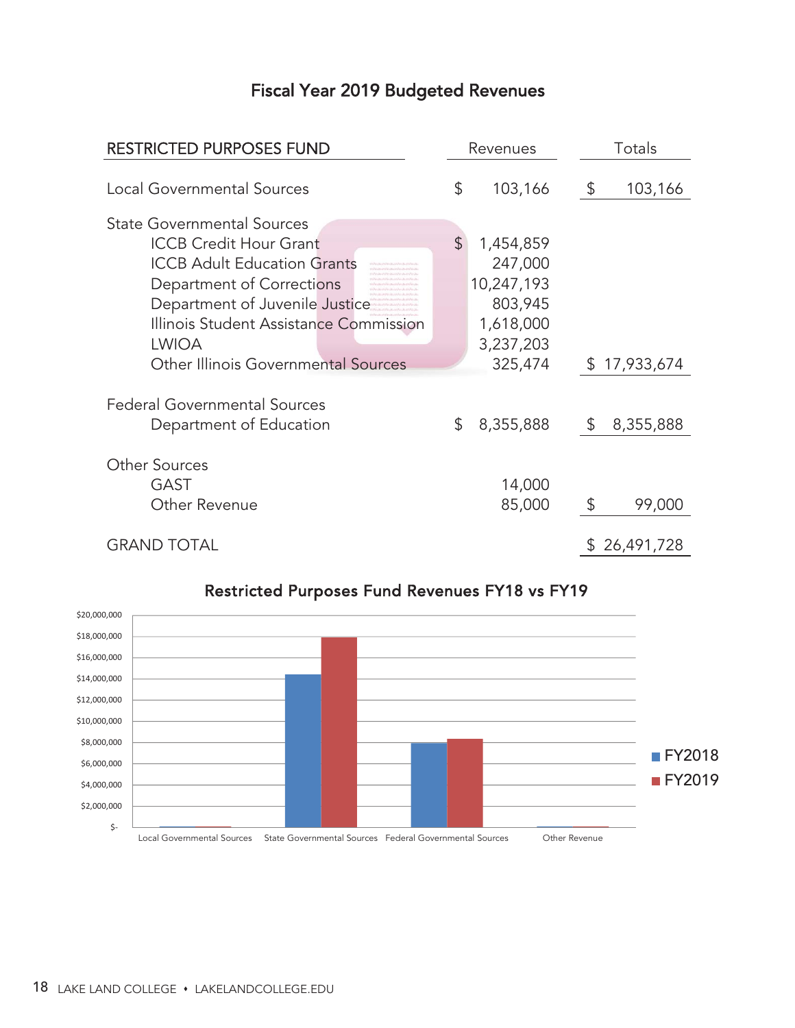# Fiscal Year 2019 Budgeted Revenues

| RESTRICTED PURPOSES FUND | Revenues | Totals |
|---|---|---|
| Local Governmental Sources | $ 103,166 | $ 103,166 |
| State Governmental Sources | | |
| ICCB Credit Hour Grant | $ 1,454,859 | |
| ICCB Adult Education Grants | 247,000 | |
| Department of Corrections | 10,247,193 | |
| Department of Juvenile Justice | 803,945 | |
| Illinois Student Assistance Commission | 1,618,000 | |
| LWIOA | 3,237,203 | |
| Other Illinois Governmental Sources | 325,474 | $ 17,933,674 |
| Federal Governmental Sources | | |
| Department of Education | $ 8,355,888 | $ 8,355,888 |
| Other Sources | | |
| GAST | 14,000 | |
| Other Revenue | 85,000 | $ 99,000 |
| GRAND TOTAL | | $ 26,491,728 |

## Restricted Purposes Fund Revenues FY18 vs FY19

Local Governmental Sources · State Governmental Sources · Federal Governmental Sources · Other Revenue

■ FY2018 ■ FY2019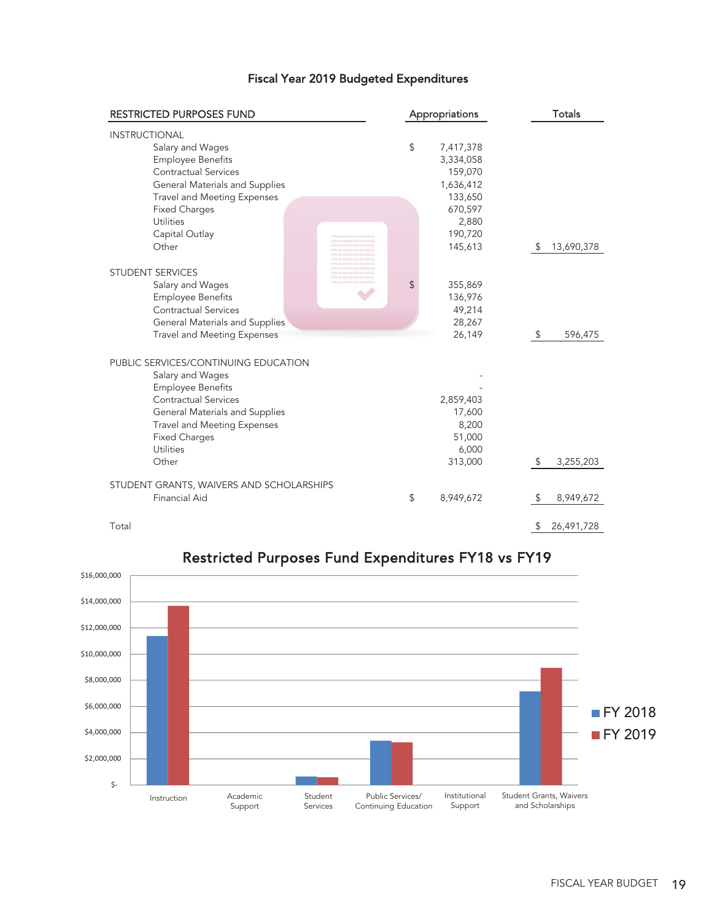## Fiscal Year 2019 Budgeted Expenditures

| RESTRICTED PURPOSES FUND | Appropriations | Totals |
|---|---|---|
| **INSTRUCTIONAL** | | |
| Salary and Wages | $ 7,417,378 | |
| Employee Benefits | 3,334,058 | |
| Contractual Services | 159,070 | |
| General Materials and Supplies | 1,636,412 | |
| Travel and Meeting Expenses | 133,650 | |
| Fixed Charges | 670,597 | |
| Utilities | 2,880 | |
| Capital Outlay | 190,720 | |
| Other | 145,613 | $ 13,690,378 |
| **STUDENT SERVICES** | | |
| Salary and Wages | $ 355,869 | |
| Employee Benefits | 136,976 | |
| Contractual Services | 49,214 | |
| General Materials and Supplies | 28,267 | |
| Travel and Meeting Expenses | 26,149 | $ 596,475 |
| **PUBLIC SERVICES/CONTINUING EDUCATION** | | |
| Salary and Wages | - | |
| Employee Benefits | - | |
| Contractual Services | 2,859,403 | |
| General Materials and Supplies | 17,600 | |
| Travel and Meeting Expenses | 8,200 | |
| Fixed Charges | 51,000 | |
| Utilities | 6,000 | |
| Other | 313,000 | $ 3,255,203 |
| **STUDENT GRANTS, WAIVERS AND SCHOLARSHIPS** | | |
| Financial Aid | $ 8,949,672 | $ 8,949,672 |
| Total | | $ 26,491,728 |

## Restricted Purposes Fund Expenditures FY18 vs FY19

Categories: Instruction, Academic Support, Student Services, Public Services/ Continuing Education, Institutional Support, Student Grants, Waivers and Scholarships

Legend: FY 2018, FY 2019

Y-axis: $- to $16,000,000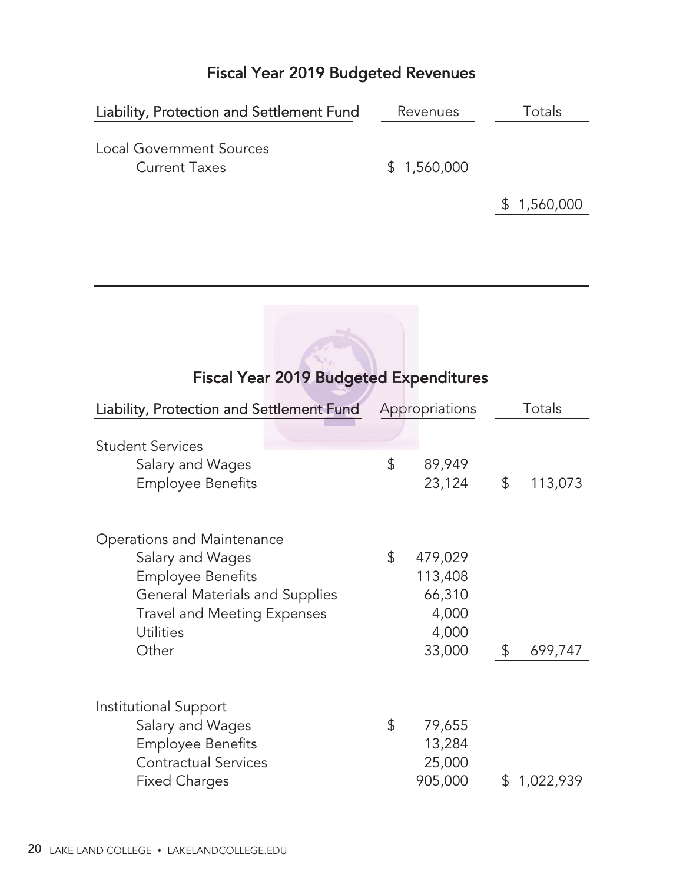## Fiscal Year 2019 Budgeted Revenues

| Liability, Protection and Settlement Fund | Revenues | Totals |
|---|---|---|
| Local Government Sources | | |
| Current Taxes | $ 1,560,000 | |
| | | $ 1,560,000 |

## Fiscal Year 2019 Budgeted Expenditures

| Liability, Protection and Settlement Fund | Appropriations | Totals |
|---|---|---|
| Student Services | | |
| Salary and Wages | $ 89,949 | |
| Employee Benefits | 23,124 | $ 113,073 |
| | | |
| Operations and Maintenance | | |
| Salary and Wages | $ 479,029 | |
| Employee Benefits | 113,408 | |
| General Materials and Supplies | 66,310 | |
| Travel and Meeting Expenses | 4,000 | |
| Utilities | 4,000 | |
| Other | 33,000 | $ 699,747 |
| | | |
| Institutional Support | | |
| Salary and Wages | $ 79,655 | |
| Employee Benefits | 13,284 | |
| Contractual Services | 25,000 | |
| Fixed Charges | 905,000 | $ 1,022,939 |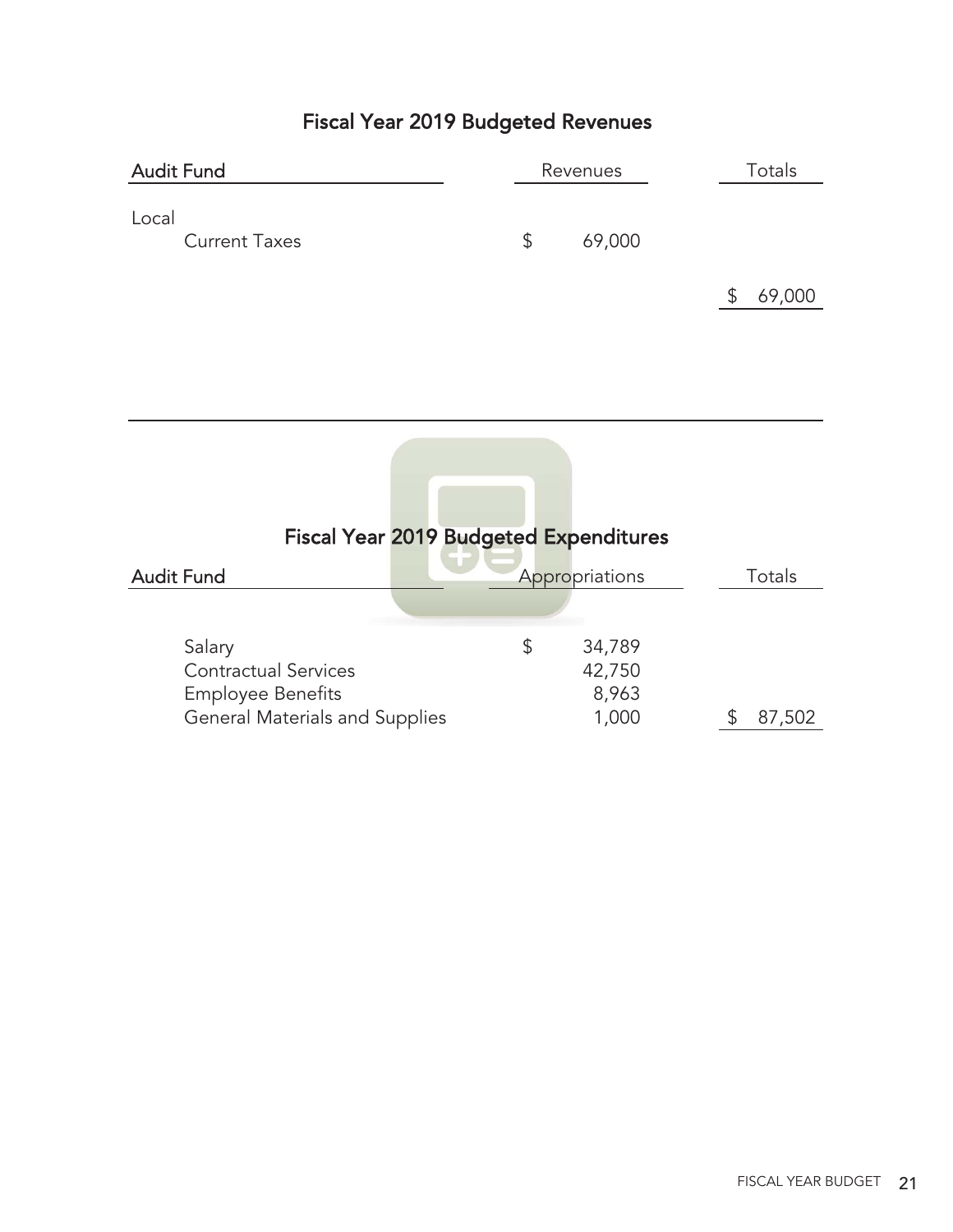## Fiscal Year 2019 Budgeted Revenues

| Audit Fund | Revenues | Totals |
|---|---|---|
| Local | | |
| Current Taxes | $ 69,000 | |
| | | $ 69,000 |

## Fiscal Year 2019 Budgeted Expenditures

| Audit Fund | Appropriations | Totals |
|---|---|---|
| Salary | $ 34,789 | |
| Contractual Services | 42,750 | |
| Employee Benefits | 8,963 | |
| General Materials and Supplies | 1,000 | $ 87,502 |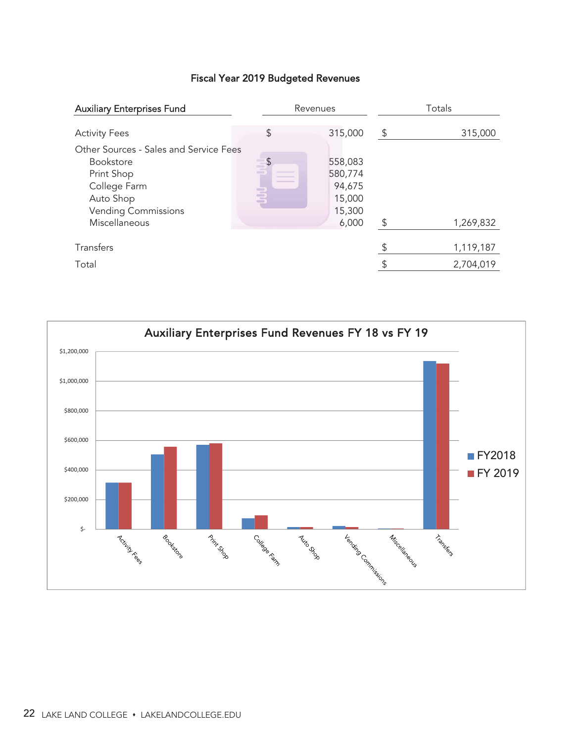## Fiscal Year 2019 Budgeted Revenues

| Auxiliary Enterprises Fund | Revenues | Totals |
|---|---|---|
| Activity Fees | $ 315,000 | $ 315,000 |
| Other Sources - Sales and Service Fees | | |
| Bookstore | $ 558,083 | |
| Print Shop | 580,774 | |
| College Farm | 94,675 | |
| Auto Shop | 15,000 | |
| Vending Commissions | 15,300 | |
| Miscellaneous | 6,000 | $ 1,269,832 |
| Transfers | | $ 1,119,187 |
| Total | | $ 2,704,019 |

**Auxiliary Enterprises Fund Revenues FY 18 vs FY 19**

Legend: FY2018, FY 2019

Y-axis: $-, $200,000, $400,000, $600,000, $800,000, $1,000,000, $1,200,000

Categories: Activity Fees, Bookstore, Print Shop, College Farm, Auto Shop, Vending Commissions, Miscellaneous, Transfers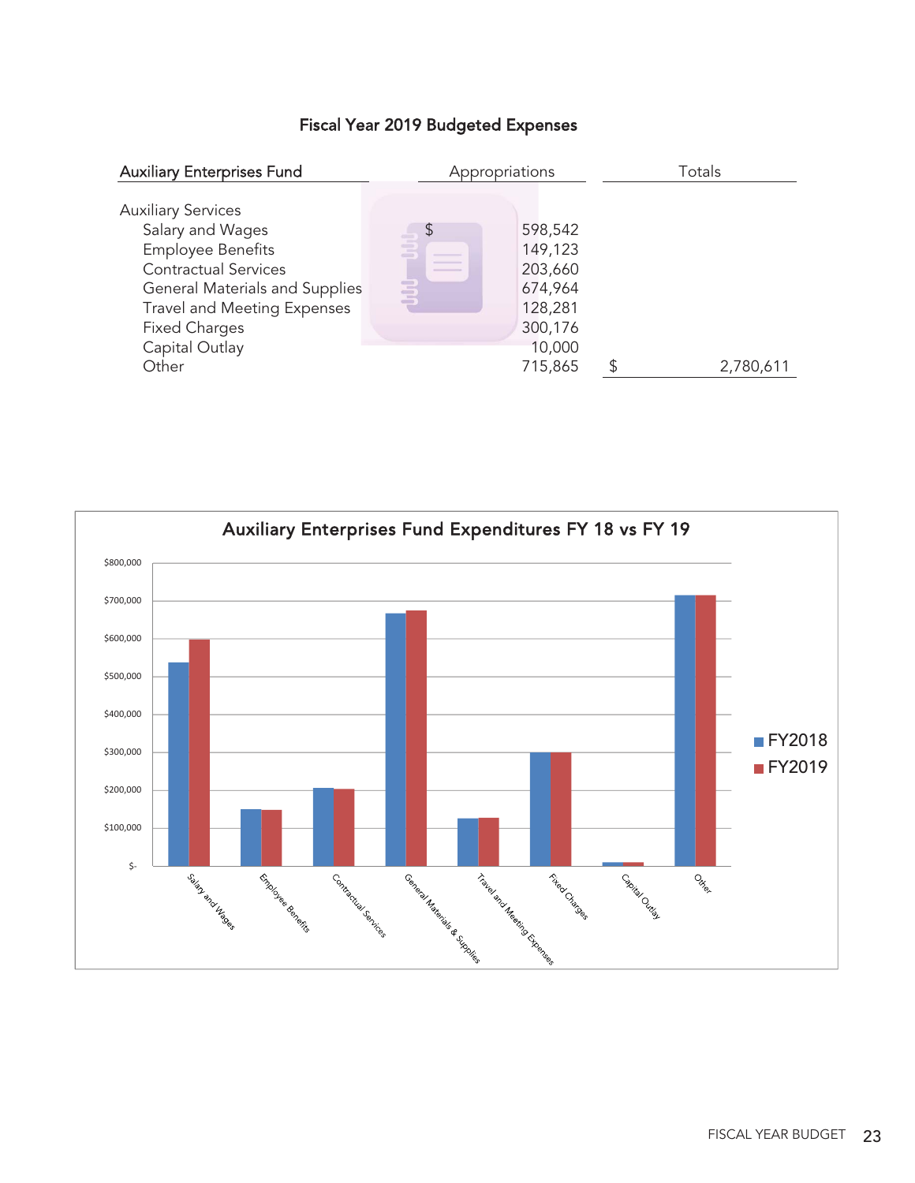## Fiscal Year 2019 Budgeted Expenses

| Auxiliary Enterprises Fund | Appropriations | Totals |
|---|---|---|
| Auxiliary Services | | |
| Salary and Wages | $ 598,542 | |
| Employee Benefits | 149,123 | |
| Contractual Services | 203,660 | |
| General Materials and Supplies | 674,964 | |
| Travel and Meeting Expenses | 128,281 | |
| Fixed Charges | 300,176 | |
| Capital Outlay | 10,000 | |
| Other | 715,865 | $ 2,780,611 |

### Auxiliary Enterprises Fund Expenditures FY 18 vs FY 19

(Bar chart comparing FY2018 and FY2019 expenditures by category: Salary and Wages, Employee Benefits, Contractual Services, General Materials & Supplies, Travel and Meeting Expenses, Fixed Charges, Capital Outlay, Other. Y-axis: $- to $800,000. Legend: FY2018, FY2019.)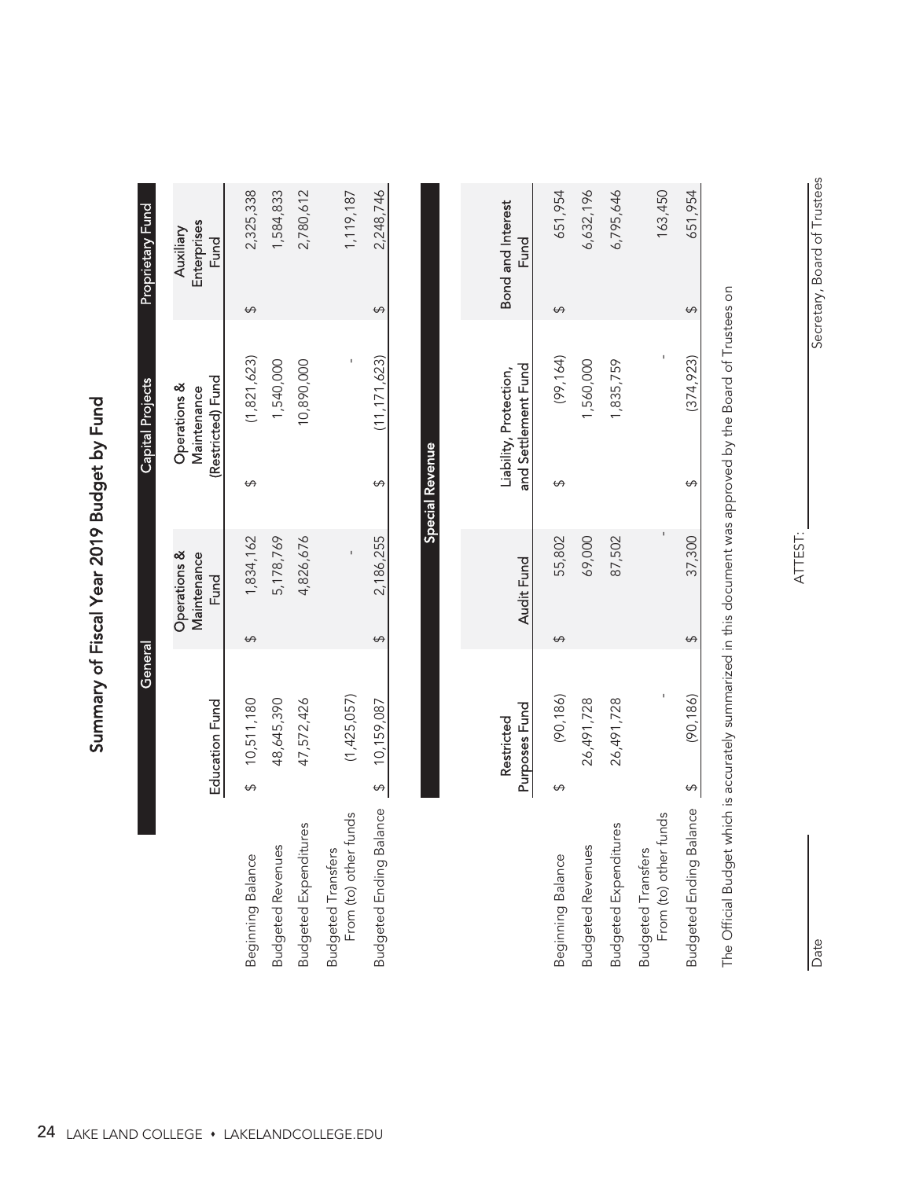# Summary of Fiscal Year 2019 Budget by Fund

| | General | | Capital Projects | Proprietary Fund |
|---|---|---|---|---|
| | Education Fund | Operations & Maintenance Fund | Operations & Maintenance (Restricted) Fund | Auxiliary Enterprises Fund |
| Beginning Balance | $ 10,511,180 | $ 1,834,162 | $ (1,821,623) | $ 2,325,338 |
| Budgeted Revenues | 48,645,390 | 5,178,769 | 1,540,000 | 1,584,833 |
| Budgeted Expenditures | 47,572,426 | 4,826,676 | 10,890,000 | 2,780,612 |
| Budgeted Transfers From (to) other funds | (1,425,057) | - | - | 1,119,187 |
| Budgeted Ending Balance | $ 10,159,087 | $ 2,186,255 | $ (11,171,623) | $ 2,248,746 |

| | Special Revenue | | | |
|---|---|---|---|---|
| | Restricted Purposes Fund | Audit Fund | Liability, Protection, and Settlement Fund | Bond and Interest Fund |
| Beginning Balance | $ (90,186) | $ 55,802 | $ (99,164) | $ 651,954 |
| Budgeted Revenues | 26,491,728 | 69,000 | 1,560,000 | 6,632,196 |
| Budgeted Expenditures | 26,491,728 | 87,502 | 1,835,759 | 6,795,646 |
| Budgeted Transfers From (to) other funds | - | - | - | 163,450 |
| Budgeted Ending Balance | $ (90,186) | $ 37,300 | $ (374,923) | $ 651,954 |

The Official Budget which is accurately summarized in this document was approved by the Board of Trustees on

ATTEST: ______________________

______________________
Date

______________________
Secretary, Board of Trustees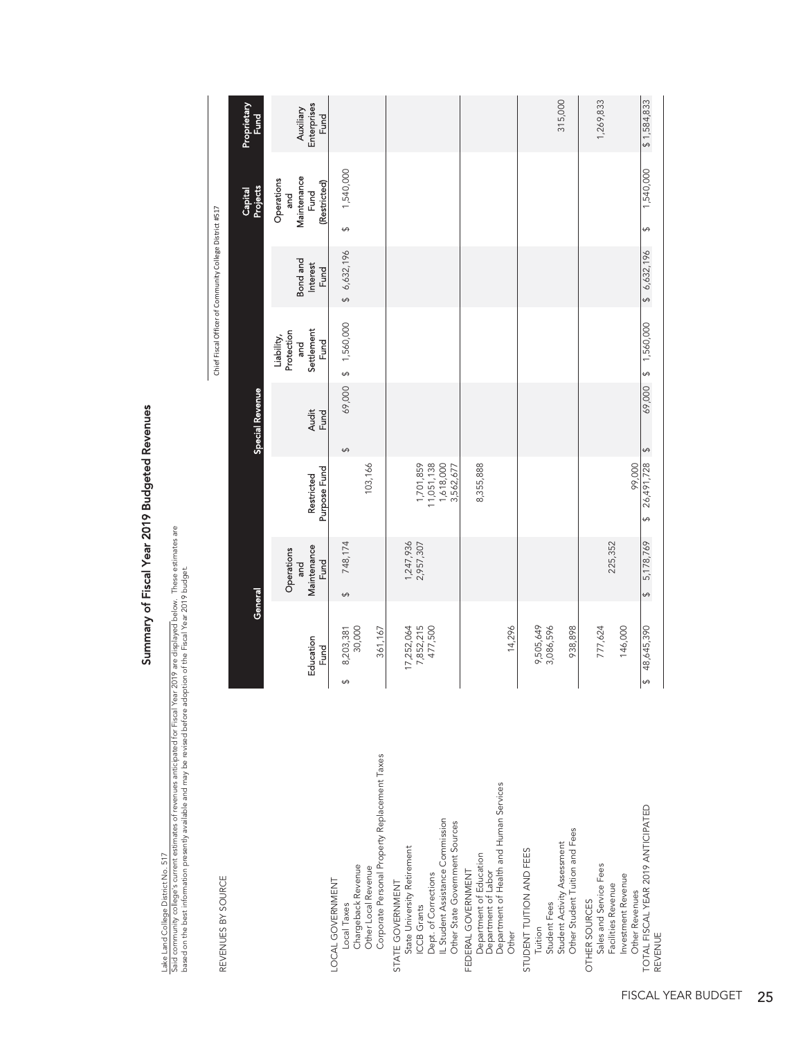# Summary of Fiscal Year 2019 Budgeted Revenues

Lake Land College District No. 517

Said community college's current estimates of revenues anticipated for Fiscal Year 2019 are displayed below. These estimates are based on the best information presently available and may be revised before adoption of the Fiscal Year 2019 budget.

Chief Fiscal Officer of Community College District #517

| REVENUES BY SOURCE | General | | Special Revenue | | | | Capital Projects | Proprietary Fund |
|---|---|---|---|---|---|---|---|---|
| | Education Fund | Operations and Maintenance Fund | Restricted Purpose Fund | Audit Fund | Liability, Protection and Settlement Fund | Bond and Interest Fund | Operations and Maintenance Fund (Restricted) | Auxiliary Enterprises Fund |
| **LOCAL GOVERNMENT** | | | | | | | | |
| Local Taxes | $ 8,203,381 | $ 748,174 | | $ 69,000 | $ 1,560,000 | $ 6,632,196 | $ 1,540,000 | |
| Chargeback Revenue | 30,000 | | | | | | | |
| Other Local Revenue | | | | | | | | |
| Corporate Personal Property Replacement Taxes | 361,167 | | 103,166 | | | | | |
| **STATE GOVERNMENT** | | | | | | | | |
| State University Retirement | 17,252,064 | 1,247,936 | | | | | | |
| ICCB Grants | 7,852,215 | 2,957,307 | 1,701,859 | | | | | |
| Dept. of Corrections | 477,500 | | 11,051,138 | | | | | |
| IL Student Assistance Commission | | | 1,618,000 | | | | | |
| Other State Government Sources | | | 3,562,677 | | | | | |
| **FEDERAL GOVERNMENT** | | | | | | | | |
| Department of Education | | | 8,355,888 | | | | | |
| Department of Labor | | | | | | | | |
| Department of Health and Human Services | | | | | | | | |
| Other | 14,296 | | | | | | | |
| **STUDENT TUITION AND FEES** | | | | | | | | |
| Tuition | 9,505,649 | | | | | | | |
| Student Fees | 3,086,596 | | | | | | | |
| Student Activity Assessment | | | | | | | | |
| Other Student Tuition and Fees | 938,898 | | | | | | | 315,000 |
| **OTHER SOURCES** | | | | | | | | |
| Sales and Service Fees | 777,624 | | | | | | | 1,269,833 |
| Facilities Revenue | | 225,352 | | | | | | |
| Investment Revenue | 146,000 | | | | | | | |
| Other Revenues | | | 99,000 | | | | | |
| **TOTAL FISCAL YEAR 2019 ANTICIPATED REVENUE** | $ 48,645,390 | $ 5,178,769 | $ 26,491,728 | $ 69,000 | $ 1,560,000 | $ 6,632,196 | $ 1,540,000 | $ 1,584,833 |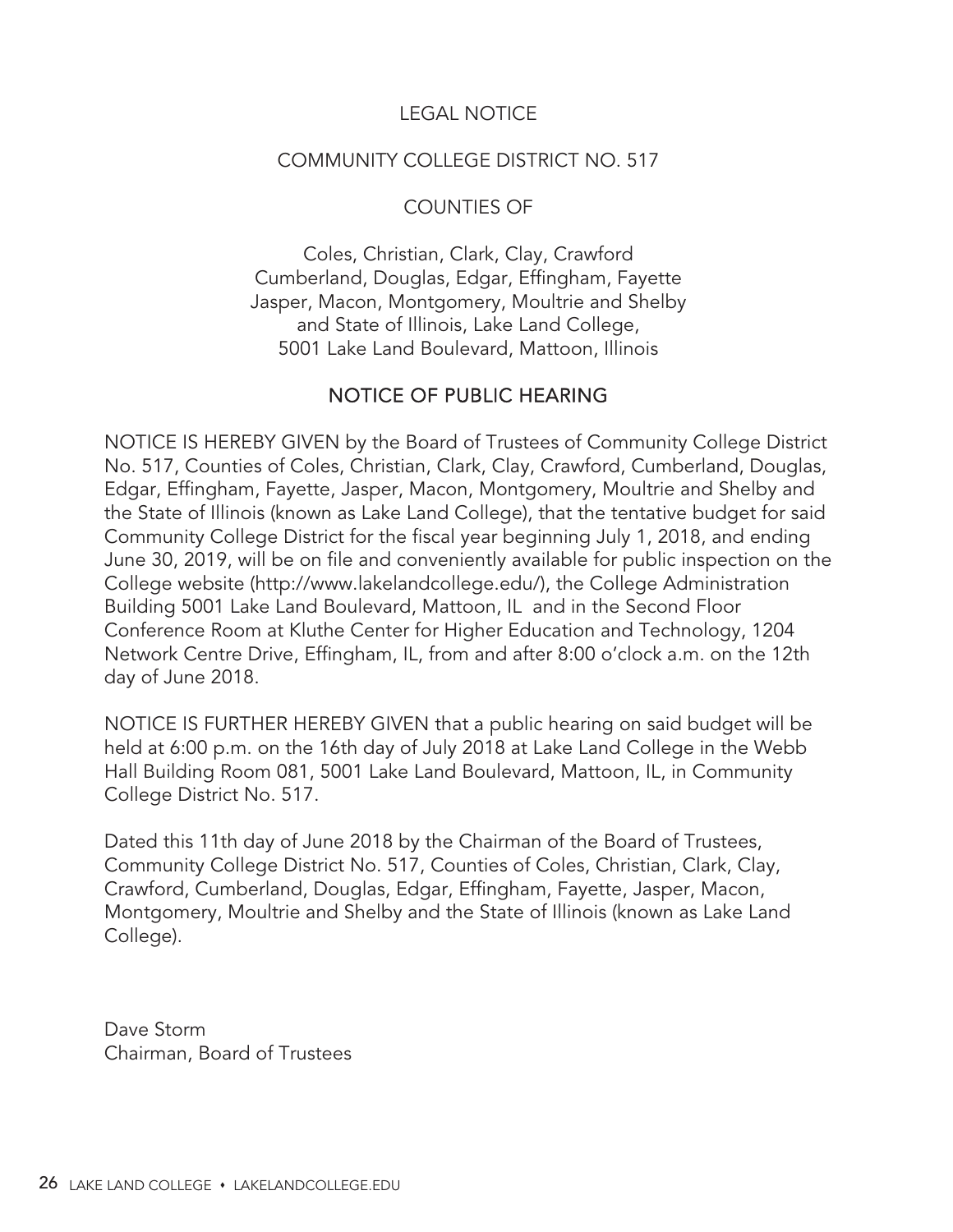LEGAL NOTICE

COMMUNITY COLLEGE DISTRICT NO. 517

COUNTIES OF

Coles, Christian, Clark, Clay, Crawford
Cumberland, Douglas, Edgar, Effingham, Fayette
Jasper, Macon, Montgomery, Moultrie and Shelby
and State of Illinois, Lake Land College,
5001 Lake Land Boulevard, Mattoon, Illinois

## NOTICE OF PUBLIC HEARING

NOTICE IS HEREBY GIVEN by the Board of Trustees of Community College District No. 517, Counties of Coles, Christian, Clark, Clay, Crawford, Cumberland, Douglas, Edgar, Effingham, Fayette, Jasper, Macon, Montgomery, Moultrie and Shelby and the State of Illinois (known as Lake Land College), that the tentative budget for said Community College District for the fiscal year beginning July 1, 2018, and ending June 30, 2019, will be on file and conveniently available for public inspection on the College website (http://www.lakelandcollege.edu/), the College Administration Building 5001 Lake Land Boulevard, Mattoon, IL and in the Second Floor Conference Room at Kluthe Center for Higher Education and Technology, 1204 Network Centre Drive, Effingham, IL, from and after 8:00 o'clock a.m. on the 12th day of June 2018.

NOTICE IS FURTHER HEREBY GIVEN that a public hearing on said budget will be held at 6:00 p.m. on the 16th day of July 2018 at Lake Land College in the Webb Hall Building Room 081, 5001 Lake Land Boulevard, Mattoon, IL, in Community College District No. 517.

Dated this 11th day of June 2018 by the Chairman of the Board of Trustees, Community College District No. 517, Counties of Coles, Christian, Clark, Clay, Crawford, Cumberland, Douglas, Edgar, Effingham, Fayette, Jasper, Macon, Montgomery, Moultrie and Shelby and the State of Illinois (known as Lake Land College).

Dave Storm
Chairman, Board of Trustees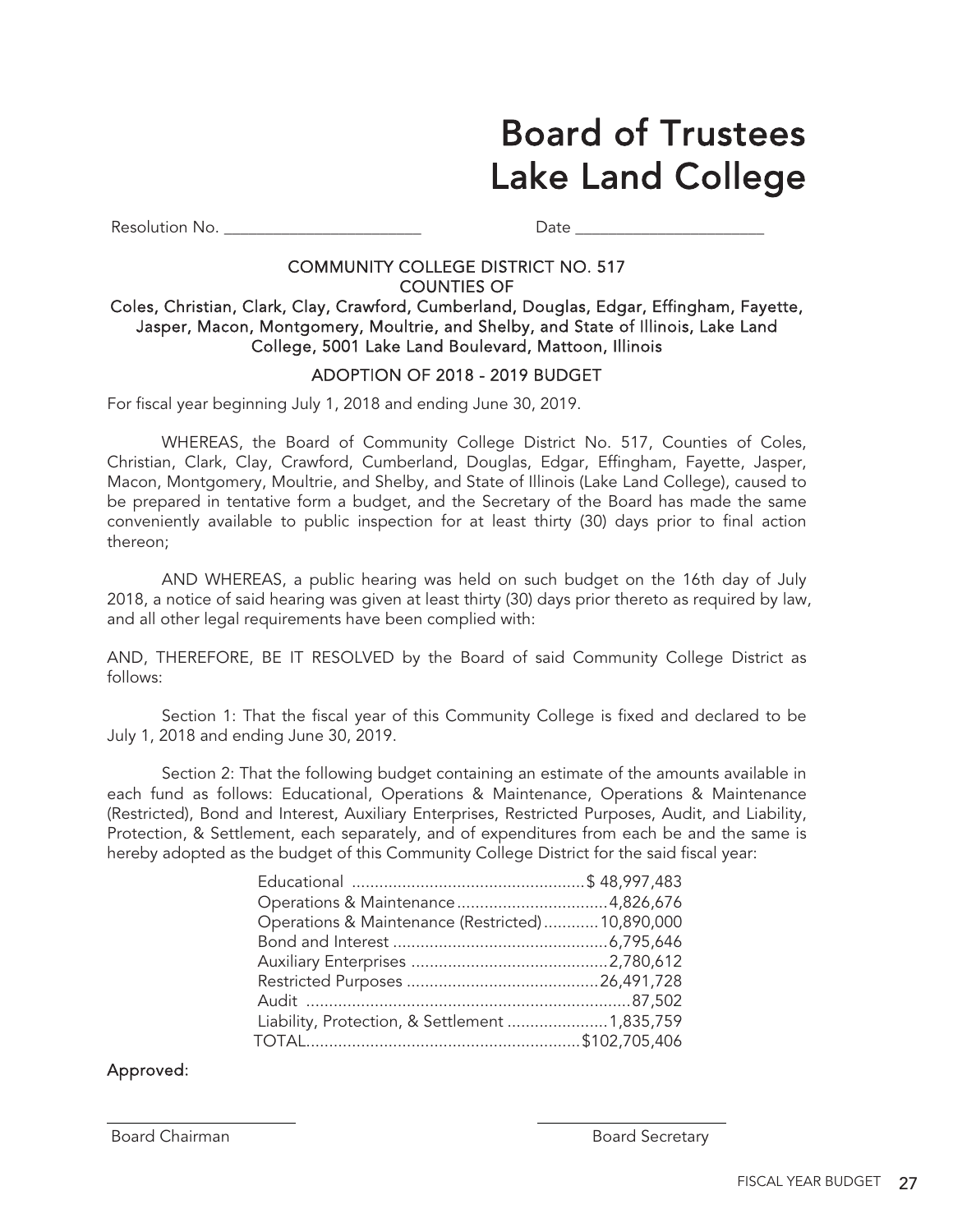# Board of Trustees
# Lake Land College

Resolution No. ________________________ Date ________________________

**COMMUNITY COLLEGE DISTRICT NO. 517**
**COUNTIES OF**
**Coles, Christian, Clark, Clay, Crawford, Cumberland, Douglas, Edgar, Effingham, Fayette, Jasper, Macon, Montgomery, Moultrie, and Shelby, and State of Illinois, Lake Land College, 5001 Lake Land Boulevard, Mattoon, Illinois**

**ADOPTION OF 2018 - 2019 BUDGET**

For fiscal year beginning July 1, 2018 and ending June 30, 2019.

WHEREAS, the Board of Community College District No. 517, Counties of Coles, Christian, Clark, Clay, Crawford, Cumberland, Douglas, Edgar, Effingham, Fayette, Jasper, Macon, Montgomery, Moultrie, and Shelby, and State of Illinois (Lake Land College), caused to be prepared in tentative form a budget, and the Secretary of the Board has made the same conveniently available to public inspection for at least thirty (30) days prior to final action thereon;

AND WHEREAS, a public hearing was held on such budget on the 16th day of July 2018, a notice of said hearing was given at least thirty (30) days prior thereto as required by law, and all other legal requirements have been complied with:

AND, THEREFORE, BE IT RESOLVED by the Board of said Community College District as follows:

Section 1: That the fiscal year of this Community College is fixed and declared to be July 1, 2018 and ending June 30, 2019.

Section 2: That the following budget containing an estimate of the amounts available in each fund as follows: Educational, Operations & Maintenance, Operations & Maintenance (Restricted), Bond and Interest, Auxiliary Enterprises, Restricted Purposes, Audit, and Liability, Protection, & Settlement, each separately, and of expenditures from each be and the same is hereby adopted as the budget of this Community College District for the said fiscal year:

| Fund | Amount |
|---|---|
| Educational | $ 48,997,483 |
| Operations & Maintenance | 4,826,676 |
| Operations & Maintenance (Restricted) | 10,890,000 |
| Bond and Interest | 6,795,646 |
| Auxiliary Enterprises | 2,780,612 |
| Restricted Purposes | 26,491,728 |
| Audit | 87,502 |
| Liability, Protection, & Settlement | 1,835,759 |
| TOTAL | $102,705,406 |

**Approved:**

________________________ ________________________

Board Chairman Board Secretary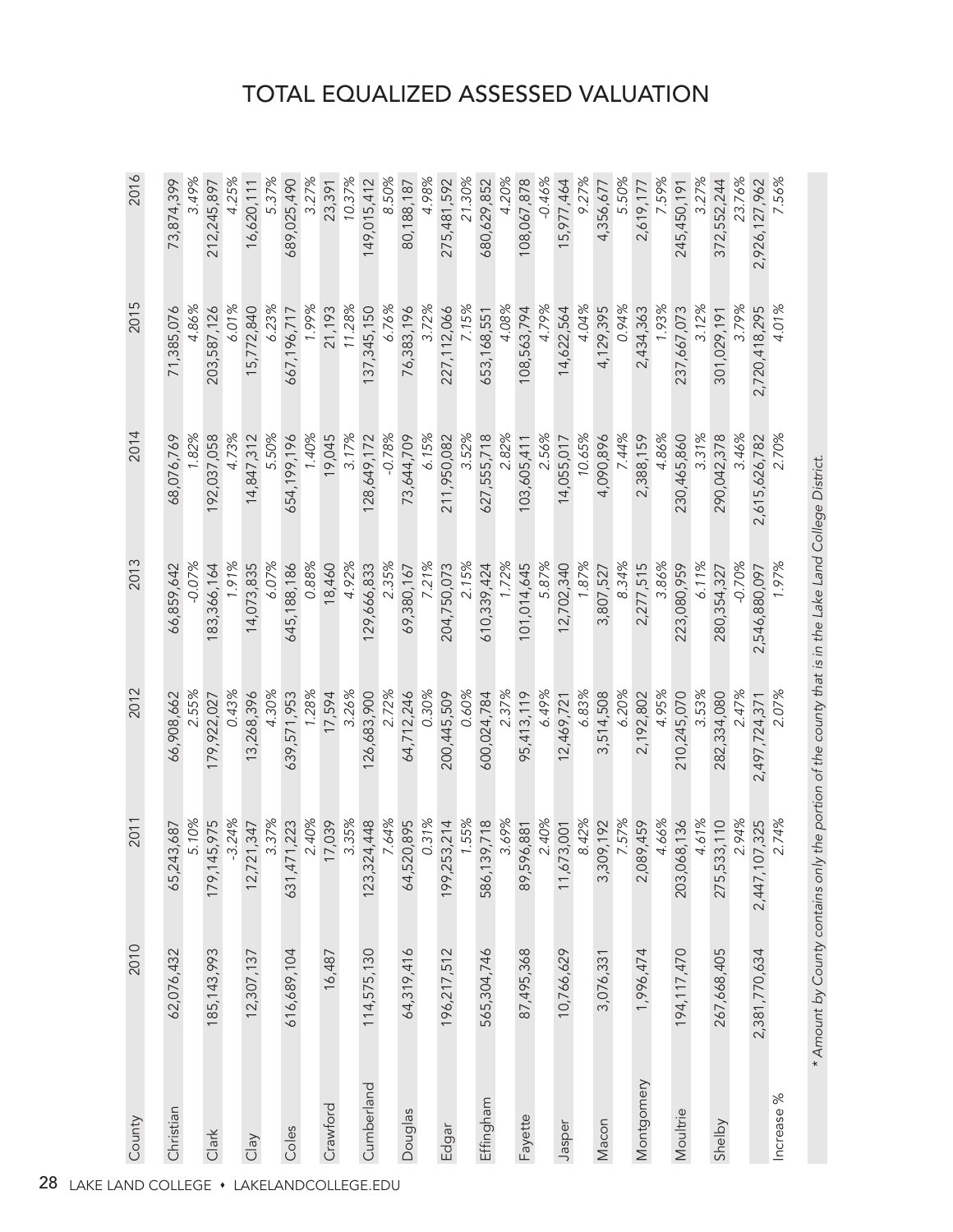# TOTAL EQUALIZED ASSESSED VALUATION

| County | 2010 | 2011 | 2012 | 2013 | 2014 | 2015 | 2016 |
|---|---|---|---|---|---|---|---|
| Christian | 62,076,432 | 65,243,687 | 66,908,662 | 66,859,642 | 68,076,769 | 71,385,076 | 73,874,399 |
| | | 5.10% | 2.55% | -0.07% | 1.82% | 4.86% | 3.49% |
| Clark | 185,143,993 | 179,145,975 | 179,922,027 | 183,366,164 | 192,037,058 | 203,587,126 | 212,245,897 |
| | | -3.24% | 0.43% | 1.91% | 4.73% | 6.01% | 4.25% |
| Clay | 12,307,137 | 12,721,347 | 13,268,396 | 14,073,835 | 14,847,312 | 15,772,840 | 16,620,111 |
| | | 3.37% | 4.30% | 6.07% | 5.50% | 6.23% | 5.37% |
| Coles | 616,689,104 | 631,471,223 | 639,571,953 | 645,188,186 | 654,199,196 | 667,196,717 | 689,025,490 |
| | | 2.40% | 1.28% | 0.88% | 1.40% | 1.99% | 3.27% |
| Crawford | 16,487 | 17,039 | 17,594 | 18,460 | 19,045 | 21,193 | 23,391 |
| | | 3.35% | 3.26% | 4.92% | 3.17% | 11.28% | 10.37% |
| Cumberland | 114,575,130 | 123,324,448 | 126,683,900 | 129,666,833 | 128,649,172 | 137,345,150 | 149,015,412 |
| | | 7.64% | 2.72% | 2.35% | -0.78% | 6.76% | 8.50% |
| Douglas | 64,319,416 | 64,520,895 | 64,712,246 | 69,380,167 | 73,644,709 | 76,383,196 | 80,188,187 |
| | | 0.31% | 0.30% | 7.21% | 6.15% | 3.72% | 4.98% |
| Edgar | 196,217,512 | 199,253,214 | 200,445,509 | 204,750,073 | 211,950,082 | 227,112,066 | 275,481,592 |
| | | 1.55% | 0.60% | 2.15% | 3.52% | 7.15% | 21.30% |
| Effingham | 565,304,746 | 586,139,718 | 600,024,784 | 610,339,424 | 627,555,718 | 653,168,551 | 680,629,852 |
| | | 3.69% | 2.37% | 1.72% | 2.82% | 4.08% | 4.20% |
| Fayette | 87,495,368 | 89,596,881 | 95,413,119 | 101,014,645 | 103,605,411 | 108,563,794 | 108,067,878 |
| | | 2.40% | 6.49% | 5.87% | 2.56% | 4.79% | -0.46% |
| Jasper | 10,766,629 | 11,673,001 | 12,469,721 | 12,702,340 | 14,055,017 | 14,622,564 | 15,977,464 |
| | | 8.42% | 6.83% | 1.87% | 10.65% | 4.04% | 9.27% |
| Macon | 3,076,331 | 3,309,192 | 3,514,508 | 3,807,527 | 4,090,896 | 4,129,395 | 4,356,677 |
| | | 7.57% | 6.20% | 8.34% | 7.44% | 0.94% | 5.50% |
| Montgomery | 1,996,474 | 2,089,459 | 2,192,802 | 2,277,515 | 2,388,159 | 2,434,363 | 2,619,177 |
| | | 4.66% | 4.95% | 3.86% | 4.86% | 1.93% | 7.59% |
| Moultrie | 194,117,470 | 203,068,136 | 210,245,070 | 223,080,959 | 230,465,860 | 237,667,073 | 245,450,191 |
| | | 4.61% | 3.53% | 6.11% | 3.31% | 3.12% | 3.27% |
| Shelby | 267,668,405 | 275,533,110 | 282,334,080 | 280,354,327 | 290,042,378 | 301,029,191 | 372,552,244 |
| | | 2.94% | 2.47% | -0.70% | 3.46% | 3.79% | 23.76% |
| | 2,381,770,634 | 2,447,107,325 | 2,497,724,371 | 2,546,880,097 | 2,615,626,782 | 2,720,418,295 | 2,926,127,962 |
| Increase % | | 2.74% | 2.07% | 1.97% | 2.70% | 4.01% | 7.56% |

*\* Amount by County contains only the portion of the county that is in the Lake Land College District.*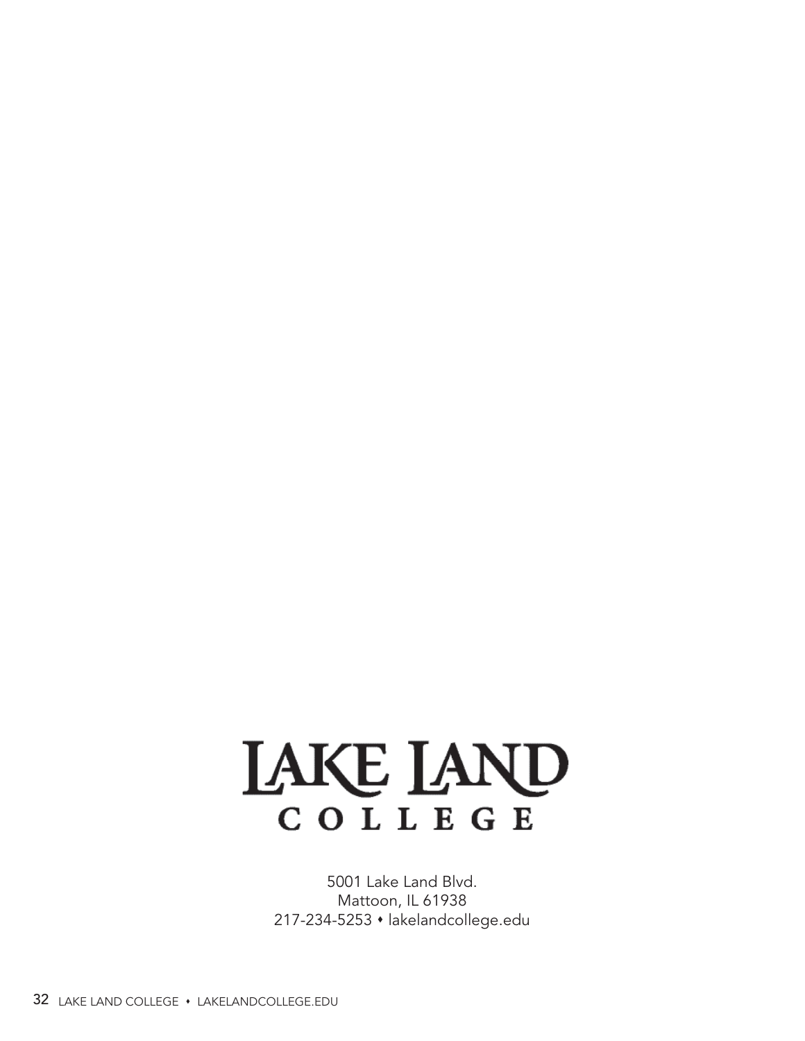LAKE LAND
COLLEGE

5001 Lake Land Blvd.
Mattoon, IL 61938
217-234-5253 • lakelandcollege.edu